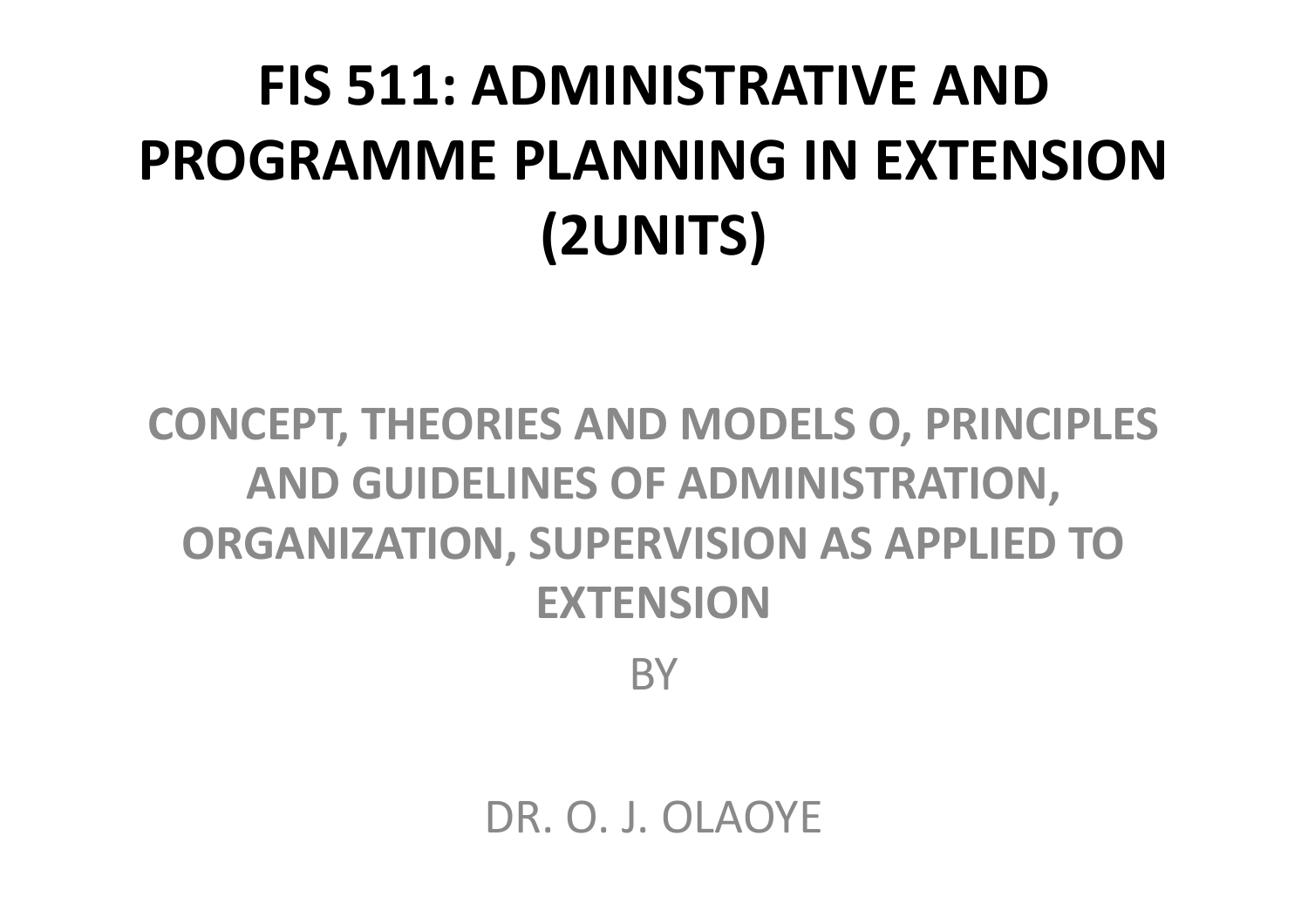# FIS 511: ADMINISTRATIVE AND PROGRAMME PLANNING IN EXTENSION (2UNITS)

## CONCEPT, THEORIES AND MODELS O, PRINCIPLES AND GUIDELINES OF ADMINISTRATION, ORGANIZATION, SUPERVISION AS APPLIED TO EXTENSION

BY

DR. O. J. OLAOYE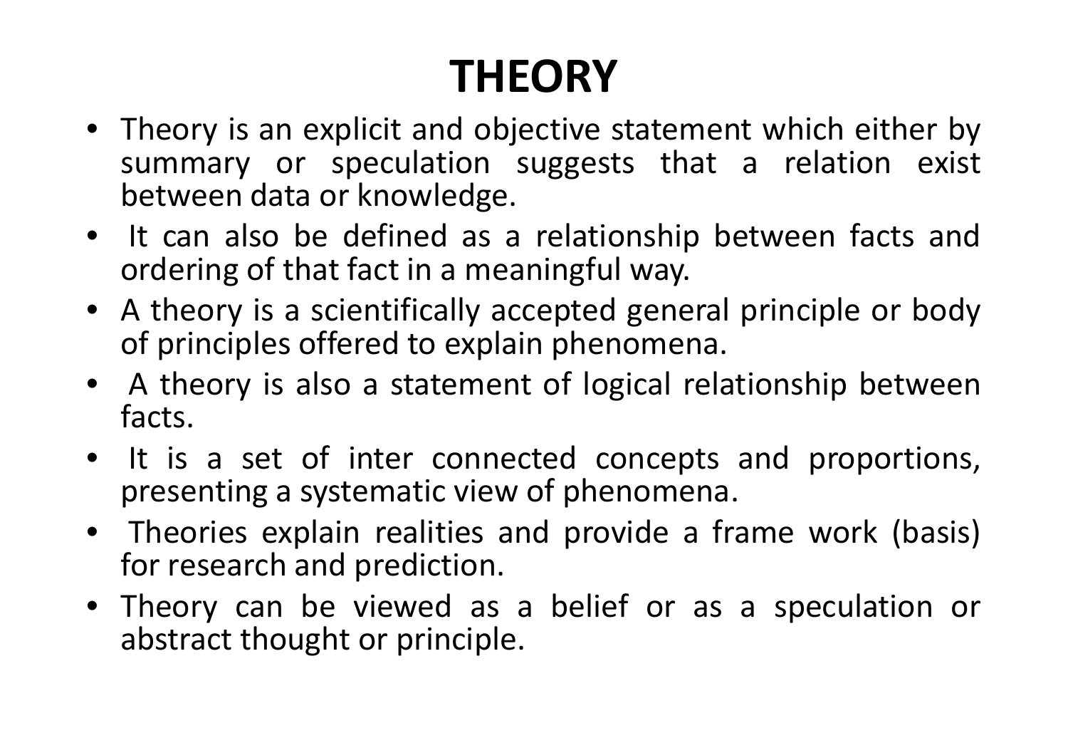# THEORY

- Theory is an explicit and objective statement which either by summary or speculation suggests that a relation exist between data or knowledge.
- It can also be defined as a relationship between facts and ordering of that fact in a meaningful way.
- A theory is a scientifically accepted general principle or body of principles offered to explain phenomena.
- A theory is also a statement of logical relationship between facts.
- It is a set of inter connected concepts and proportions, presenting a systematic view of phenomena.
- Theories explain realities and provide a frame work (basis) for research and prediction.
- Theory can be viewed as a belief or as a speculation or abstract thought or principle.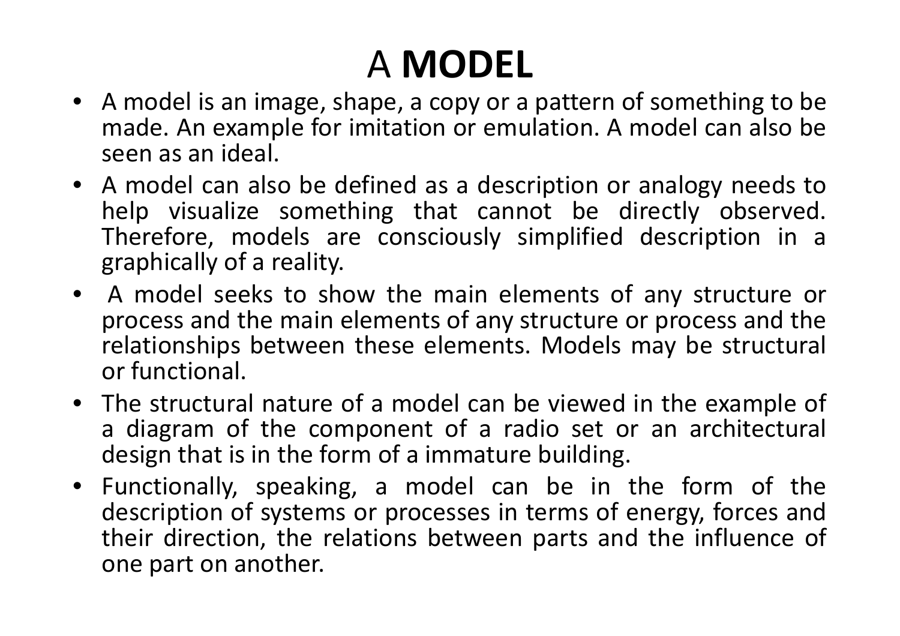# A **MODEL**

- A model is an image, shape, a copy or a pattern of something to be made. An example for imitation or emulation. A model can also be seen as an ideal.
- A model can also be defined as a description or analogy needs to help visualize something that cannot be directly observed. Therefore, models are consciously simplified description in a graphically of a reality.
- A model seeks to show the main elements of any structure or process and the main elements of any structure or process and the relationships between these elements. Models may be structural or functional.
- The structural nature of a model can be viewed in the example of a diagram of the component of a radio set or an architectural design that is in the form of a immature building.
- Functionally, speaking, a model can be in the form of the description of systems or processes in terms of energy, forces and their direction, the relations between parts and the influence of one part on another.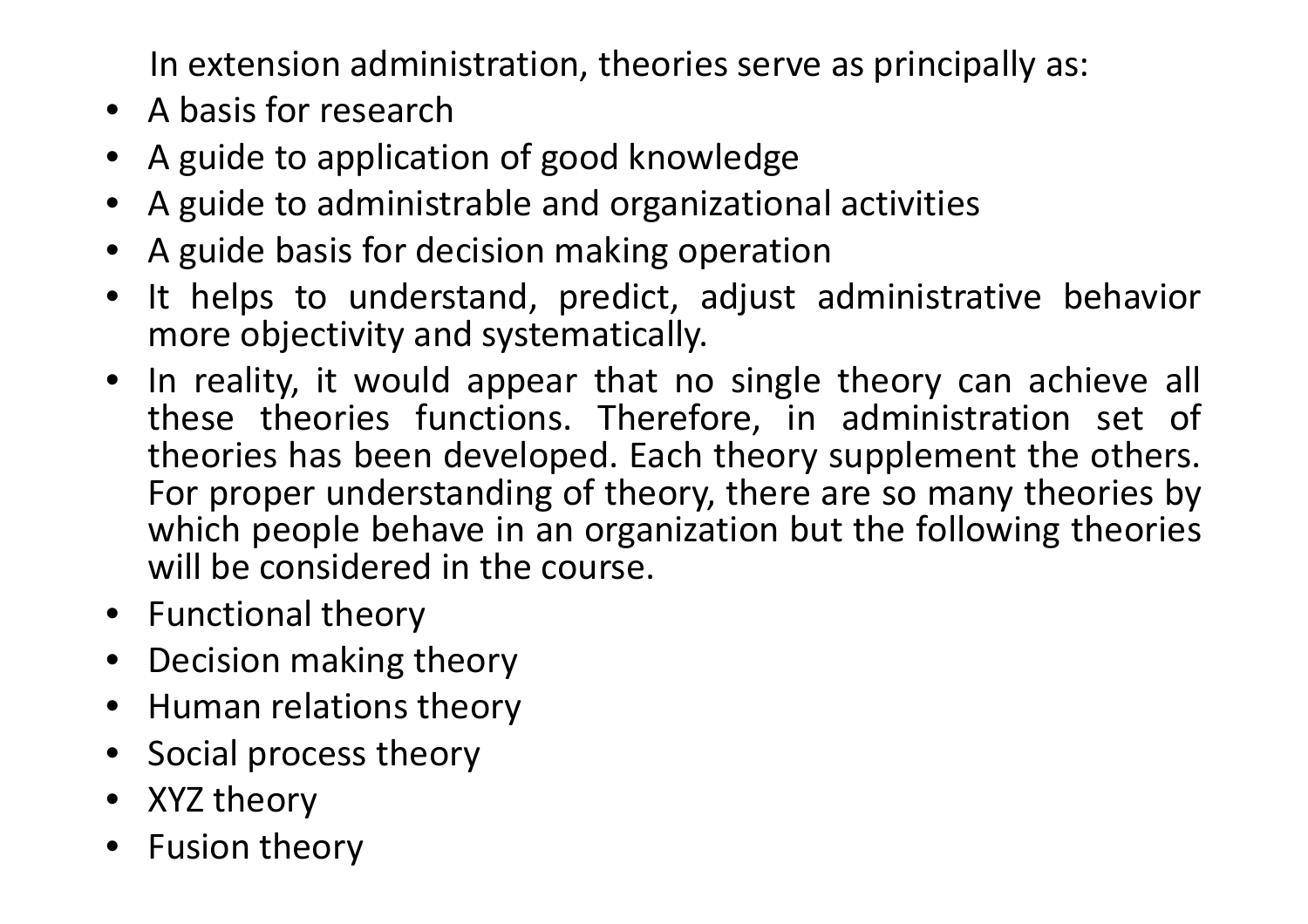In extension administration, theories serve as principally as:

- A basis for research
- A guide to application of good knowledge
- A guide to administrable and organizational activities
- A guide basis for decision making operation
- It helps to understand, predict, adjust administrative behavior more objectivity and systematically.
- In reality, it would appear that no single theory can achieve all these theories functions. Therefore, in administration set of theories has been developed. Each theory supplement the others. For proper understanding of theory, there are so many theories by which people behave in an organization but the following theories will be considered in the course.
- Functional theory
- Decision making theory
- Human relations theory
- Social process theory
- XYZ theory
- Fusion theory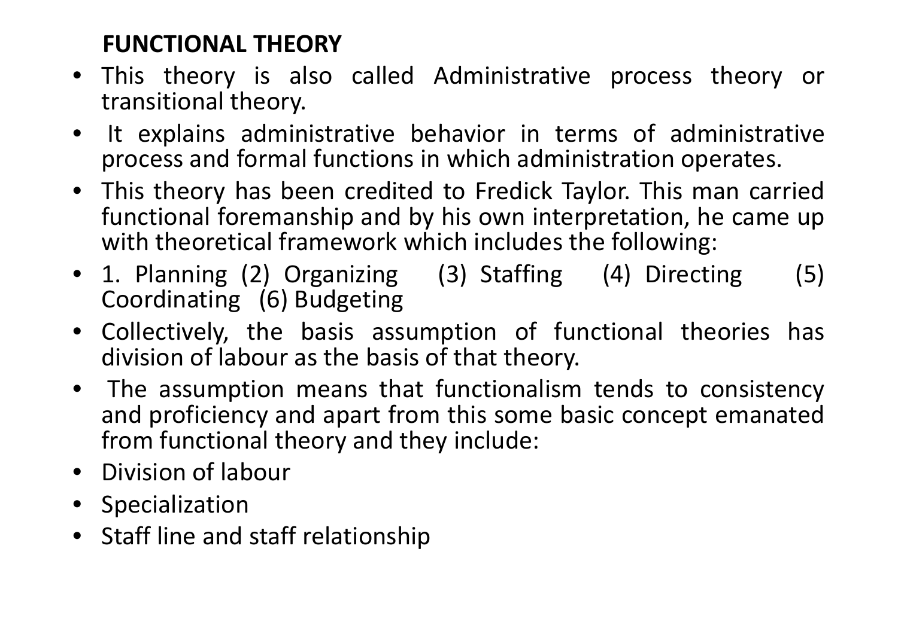**FUNCTIONAL THEORY**

- This theory is also called Administrative process theory or transitional theory.
- It explains administrative behavior in terms of administrative process and formal functions in which administration operates.
- This theory has been credited to Fredick Taylor. This man carried functional foremanship and by his own interpretation, he came up with theoretical framework which includes the following:
- 1. Planning (2) Organizing (3) Staffing (4) Directing (5) Coordinating (6) Budgeting
- Collectively, the basis assumption of functional theories has division of labour as the basis of that theory.
- The assumption means that functionalism tends to consistency and proficiency and apart from this some basic concept emanated from functional theory and they include:
- Division of labour
- Specialization
- Staff line and staff relationship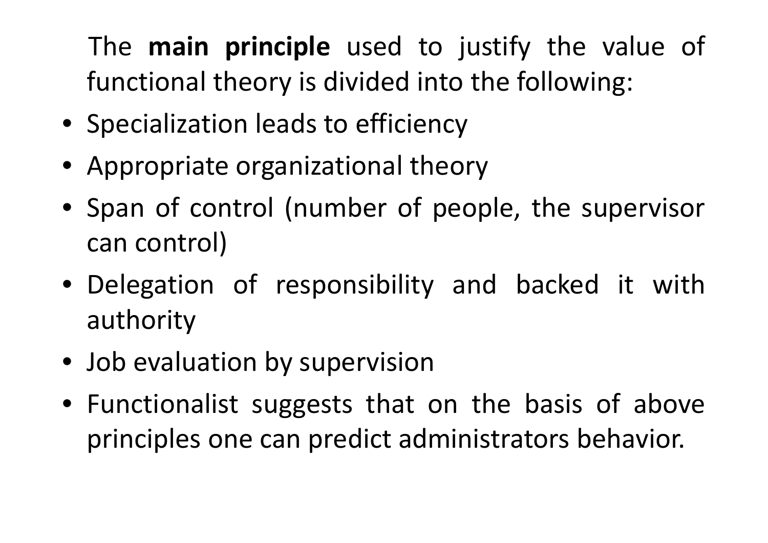The **main principle** used to justify the value of functional theory is divided into the following:

- Specialization leads to efficiency
- Appropriate organizational theory
- Span of control (number of people, the supervisor can control)
- Delegation of responsibility and backed it with authority
- Job evaluation by supervision
- Functionalist suggests that on the basis of above principles one can predict administrators behavior.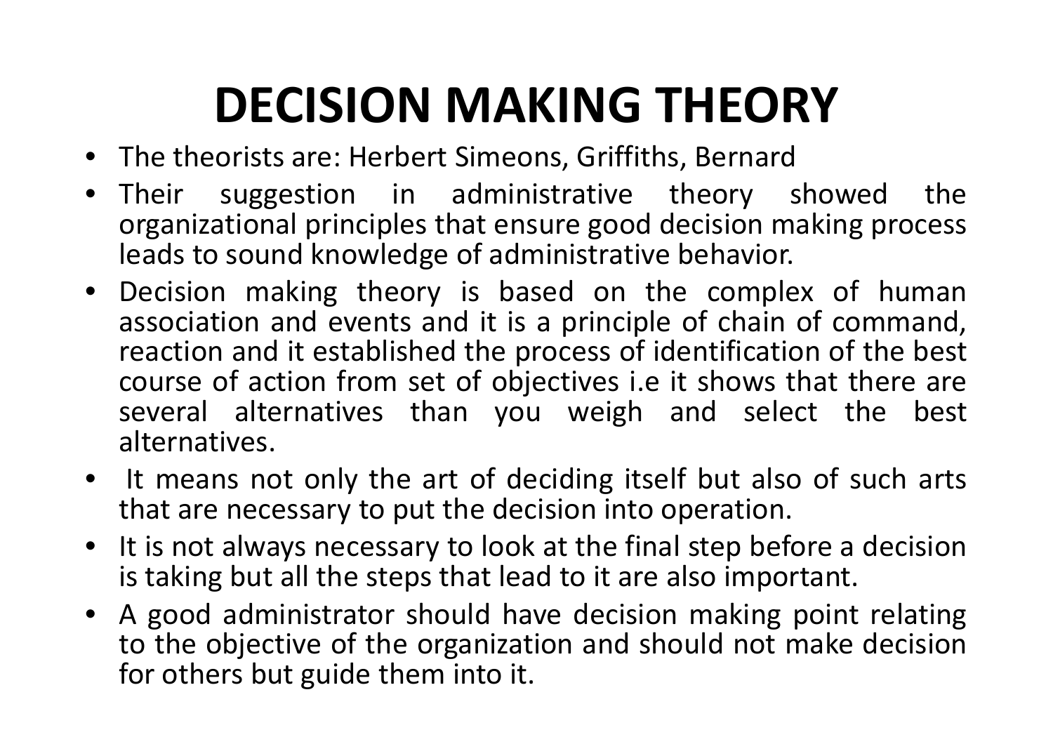# DECISION MAKING THEORY

- The theorists are: Herbert Simeons, Griffiths, Bernard
- Their suggestion in administrative theory showed the organizational principles that ensure good decision making process leads to sound knowledge of administrative behavior.
- Decision making theory is based on the complex of human association and events and it is a principle of chain of command, reaction and it established the process of identification of the best course of action from set of objectives i.e it shows that there are several alternatives than you weigh and select the best alternatives.
- It means not only the art of deciding itself but also of such arts that are necessary to put the decision into operation.
- It is not always necessary to look at the final step before a decision is taking but all the steps that lead to it are also important.
- A good administrator should have decision making point relating to the objective of the organization and should not make decision for others but guide them into it.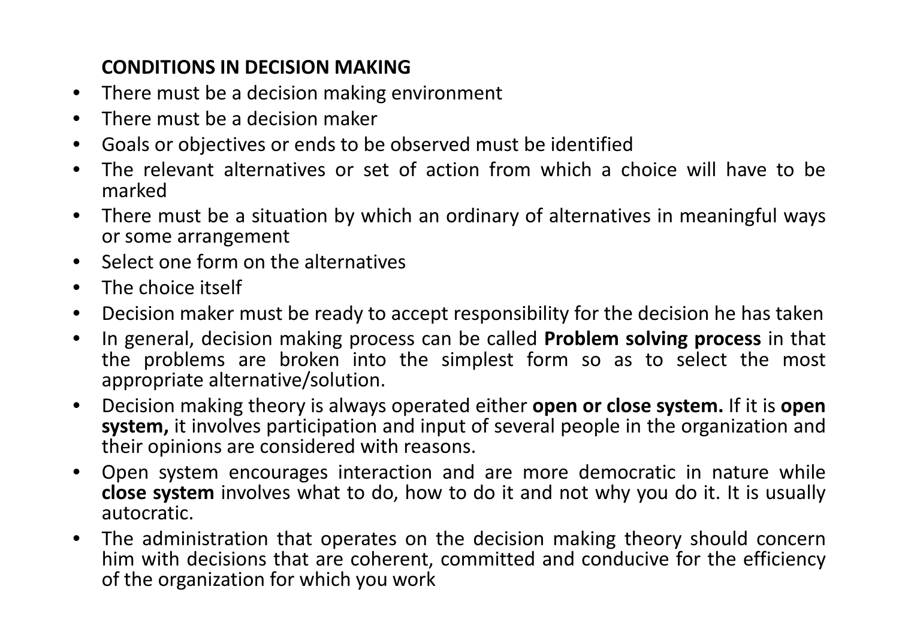**CONDITIONS IN DECISION MAKING**

- There must be a decision making environment
- There must be a decision maker
- Goals or objectives or ends to be observed must be identified
- The relevant alternatives or set of action from which a choice will have to be marked
- There must be a situation by which an ordinary of alternatives in meaningful ways or some arrangement
- Select one form on the alternatives
- The choice itself
- Decision maker must be ready to accept responsibility for the decision he has taken
- In general, decision making process can be called **Problem solving process** in that the problems are broken into the simplest form so as to select the most appropriate alternative/solution.
- Decision making theory is always operated either **open or close system.** If it is **open system,** it involves participation and input of several people in the organization and their opinions are considered with reasons.
- Open system encourages interaction and are more democratic in nature while **close system** involves what to do, how to do it and not why you do it. It is usually autocratic.
- The administration that operates on the decision making theory should concern him with decisions that are coherent, committed and conducive for the efficiency of the organization for which you work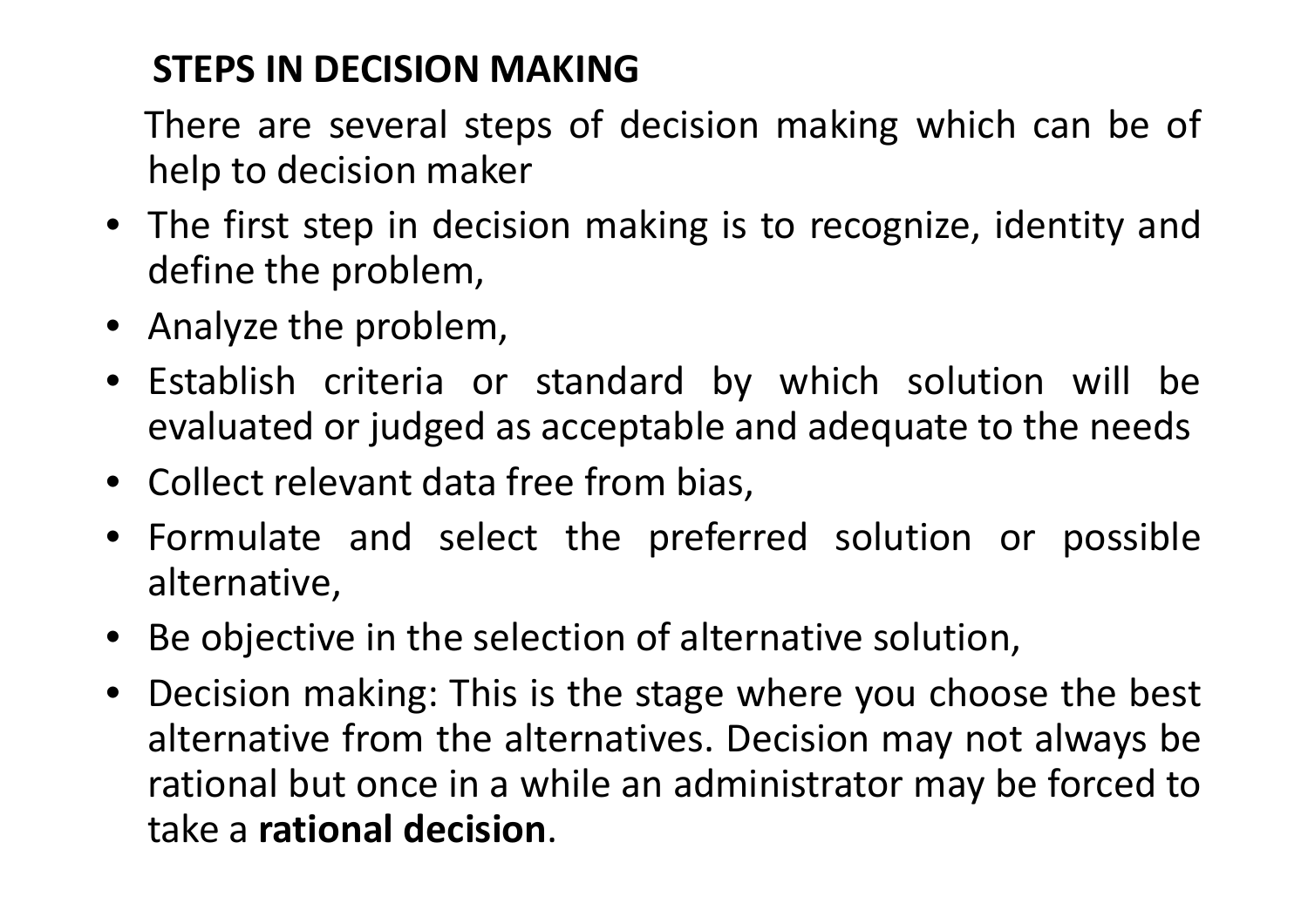## STEPS IN DECISION MAKING

There are several steps of decision making which can be of help to decision maker

- The first step in decision making is to recognize, identity and define the problem,
- Analyze the problem,
- Establish criteria or standard by which solution will be evaluated or judged as acceptable and adequate to the needs
- Collect relevant data free from bias,
- Formulate and select the preferred solution or possible alternative,
- Be objective in the selection of alternative solution,
- Decision making: This is the stage where you choose the best alternative from the alternatives. Decision may not always be rational but once in a while an administrator may be forced to take a **rational decision**.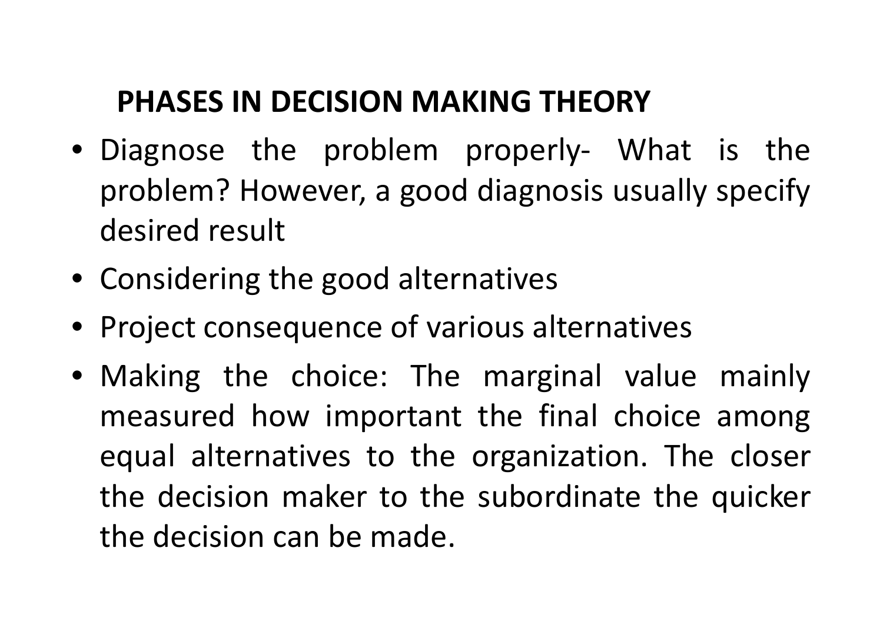## PHASES IN DECISION MAKING THEORY

- Diagnose the problem properly- What is the problem? However, a good diagnosis usually specify desired result
- Considering the good alternatives
- Project consequence of various alternatives
- Making the choice: The marginal value mainly measured how important the final choice among equal alternatives to the organization. The closer the decision maker to the subordinate the quicker the decision can be made.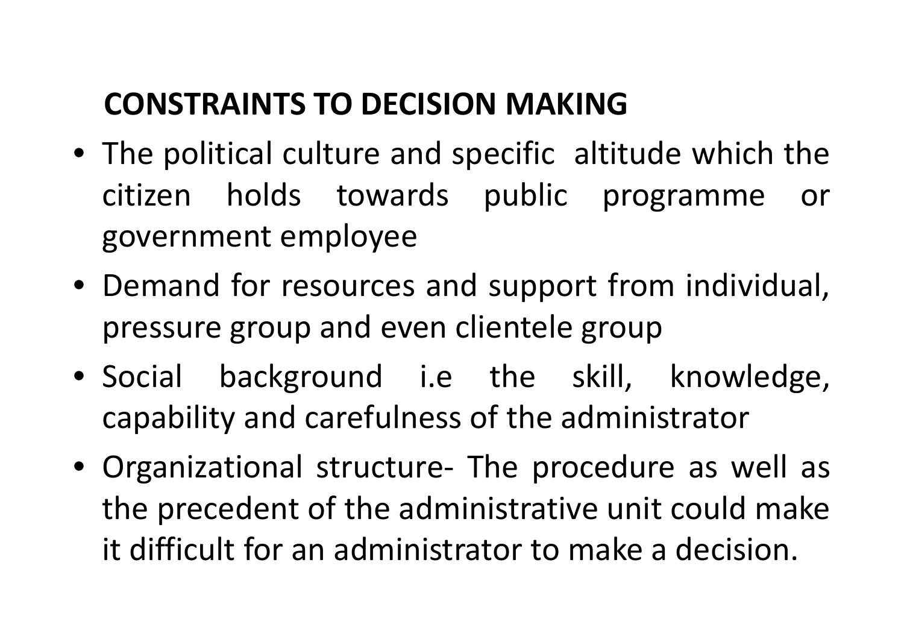## CONSTRAINTS TO DECISION MAKING

- The political culture and specific altitude which the citizen holds towards public programme or government employee
- Demand for resources and support from individual, pressure group and even clientele group
- Social background i.e the skill, knowledge, capability and carefulness of the administrator
- Organizational structure- The procedure as well as the precedent of the administrative unit could make it difficult for an administrator to make a decision.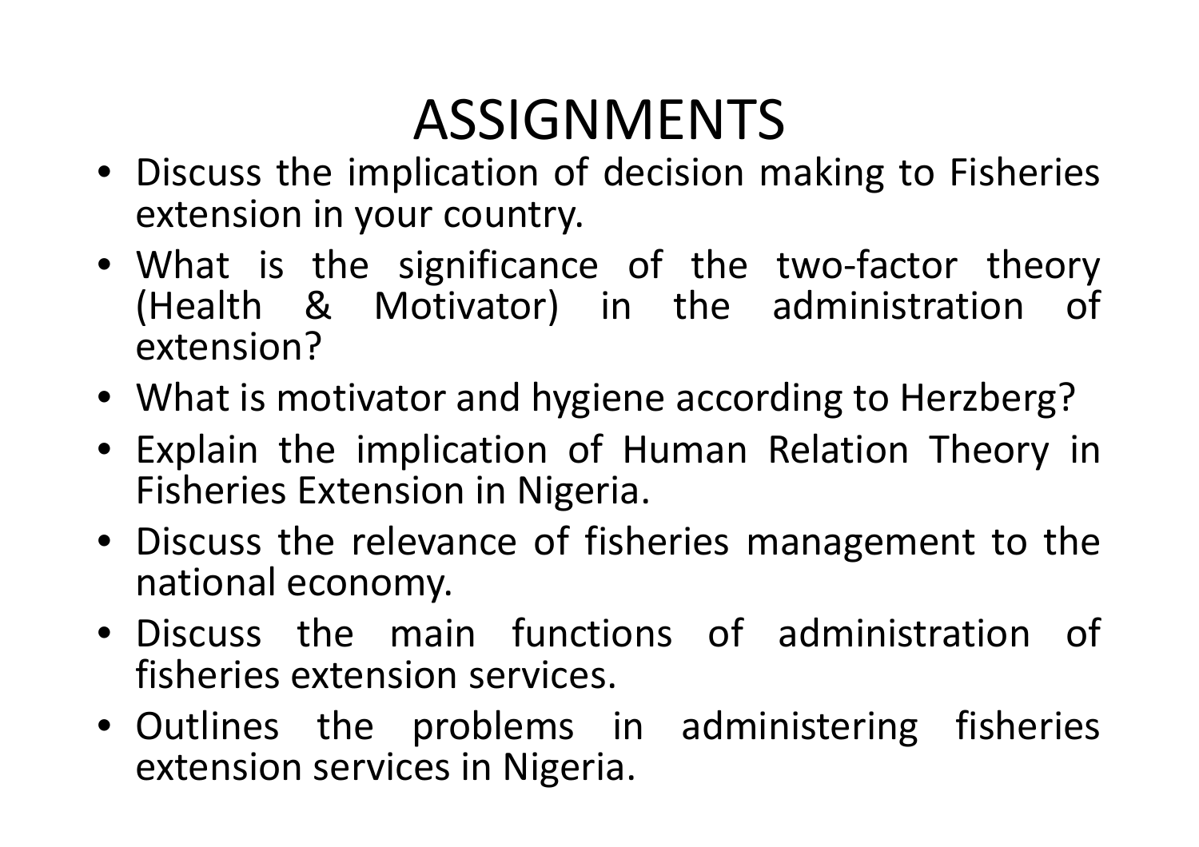# ASSIGNMENTS

- Discuss the implication of decision making to Fisheries extension in your country.
- What is the significance of the two-factor theory (Health & Motivator) in the administration of extension?
- What is motivator and hygiene according to Herzberg?
- Explain the implication of Human Relation Theory in Fisheries Extension in Nigeria.
- Discuss the relevance of fisheries management to the national economy.
- Discuss the main functions of administration of fisheries extension services.
- Outlines the problems in administering fisheries extension services in Nigeria.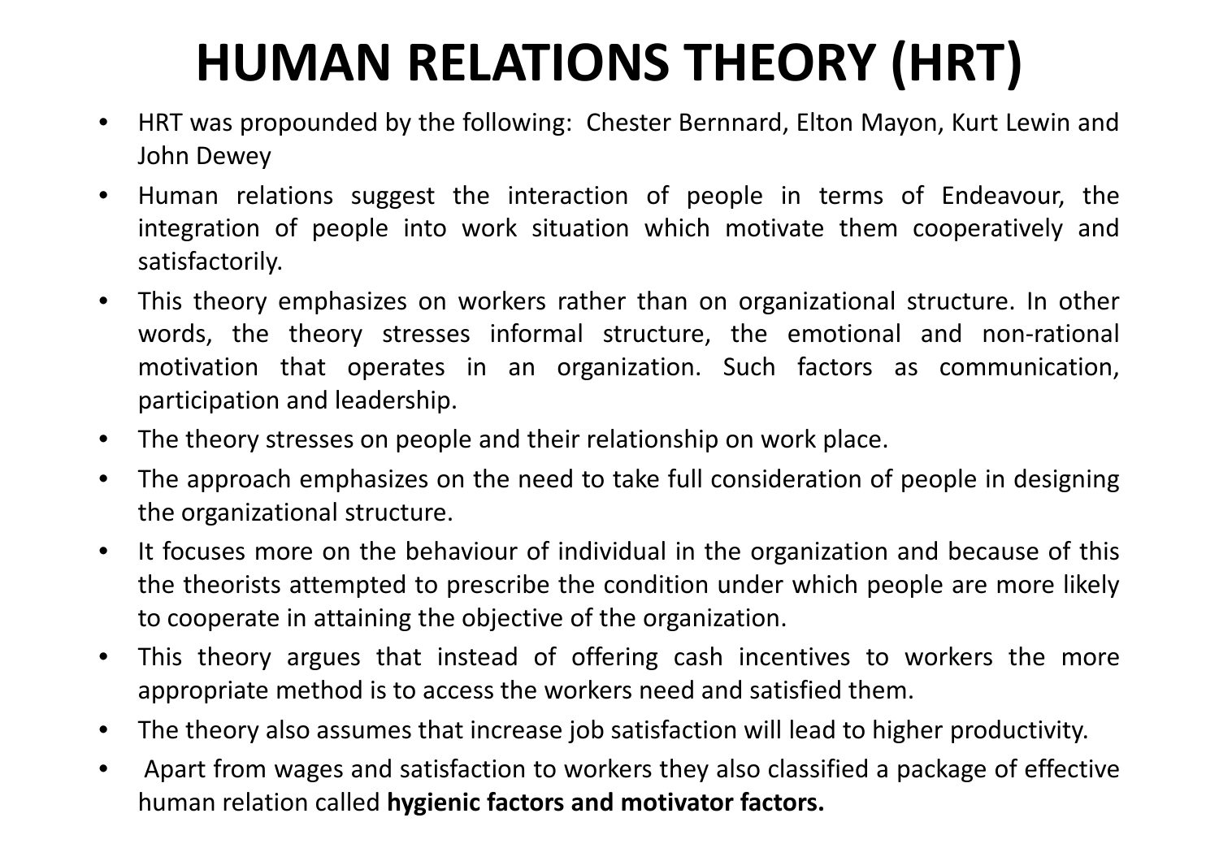# HUMAN RELATIONS THEORY (HRT)

- HRT was propounded by the following: Chester Bernnard, Elton Mayon, Kurt Lewin and John Dewey
- Human relations suggest the interaction of people in terms of Endeavour, the integration of people into work situation which motivate them cooperatively and satisfactorily.
- This theory emphasizes on workers rather than on organizational structure. In other words, the theory stresses informal structure, the emotional and non-rational motivation that operates in an organization. Such factors as communication, participation and leadership.
- The theory stresses on people and their relationship on work place.
- The approach emphasizes on the need to take full consideration of people in designing the organizational structure.
- It focuses more on the behaviour of individual in the organization and because of this the theorists attempted to prescribe the condition under which people are more likely to cooperate in attaining the objective of the organization.
- This theory argues that instead of offering cash incentives to workers the more appropriate method is to access the workers need and satisfied them.
- The theory also assumes that increase job satisfaction will lead to higher productivity.
- Apart from wages and satisfaction to workers they also classified a package of effective human relation called **hygienic factors and motivator factors.**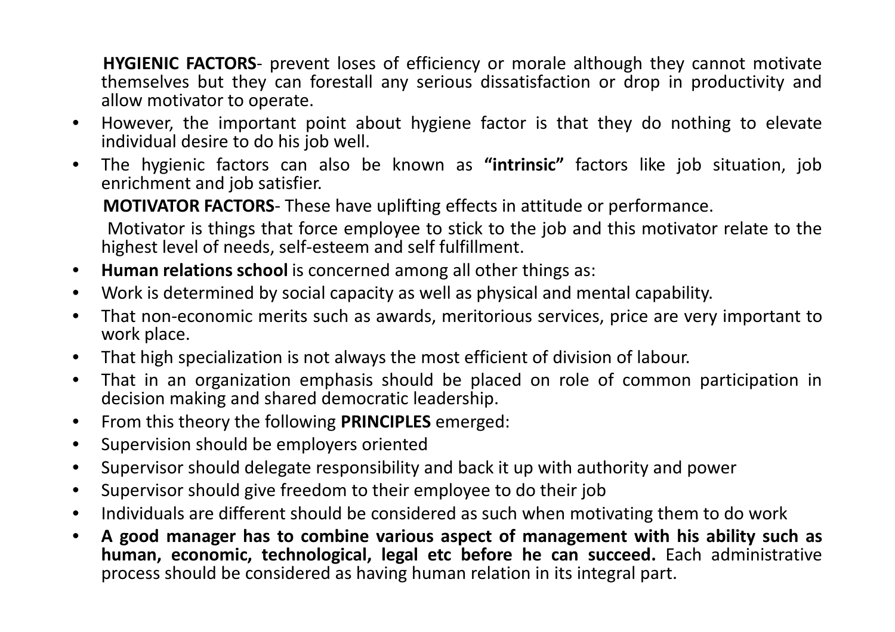**HYGIENIC FACTORS**- prevent loses of efficiency or morale although they cannot motivate themselves but they can forestall any serious dissatisfaction or drop in productivity and allow motivator to operate.

- However, the important point about hygiene factor is that they do nothing to elevate individual desire to do his job well.
- The hygienic factors can also be known as **"intrinsic"** factors like job situation, job enrichment and job satisfier.

**MOTIVATOR FACTORS**- These have uplifting effects in attitude or performance.

Motivator is things that force employee to stick to the job and this motivator relate to the highest level of needs, self-esteem and self fulfillment.

- **Human relations school** is concerned among all other things as:
- Work is determined by social capacity as well as physical and mental capability.
- That non-economic merits such as awards, meritorious services, price are very important to work place.
- That high specialization is not always the most efficient of division of labour.
- That in an organization emphasis should be placed on role of common participation in decision making and shared democratic leadership.
- From this theory the following **PRINCIPLES** emerged:
- Supervision should be employers oriented
- Supervisor should delegate responsibility and back it up with authority and power
- Supervisor should give freedom to their employee to do their job
- Individuals are different should be considered as such when motivating them to do work
- **A good manager has to combine various aspect of management with his ability such as human, economic, technological, legal etc before he can succeed.** Each administrative process should be considered as having human relation in its integral part.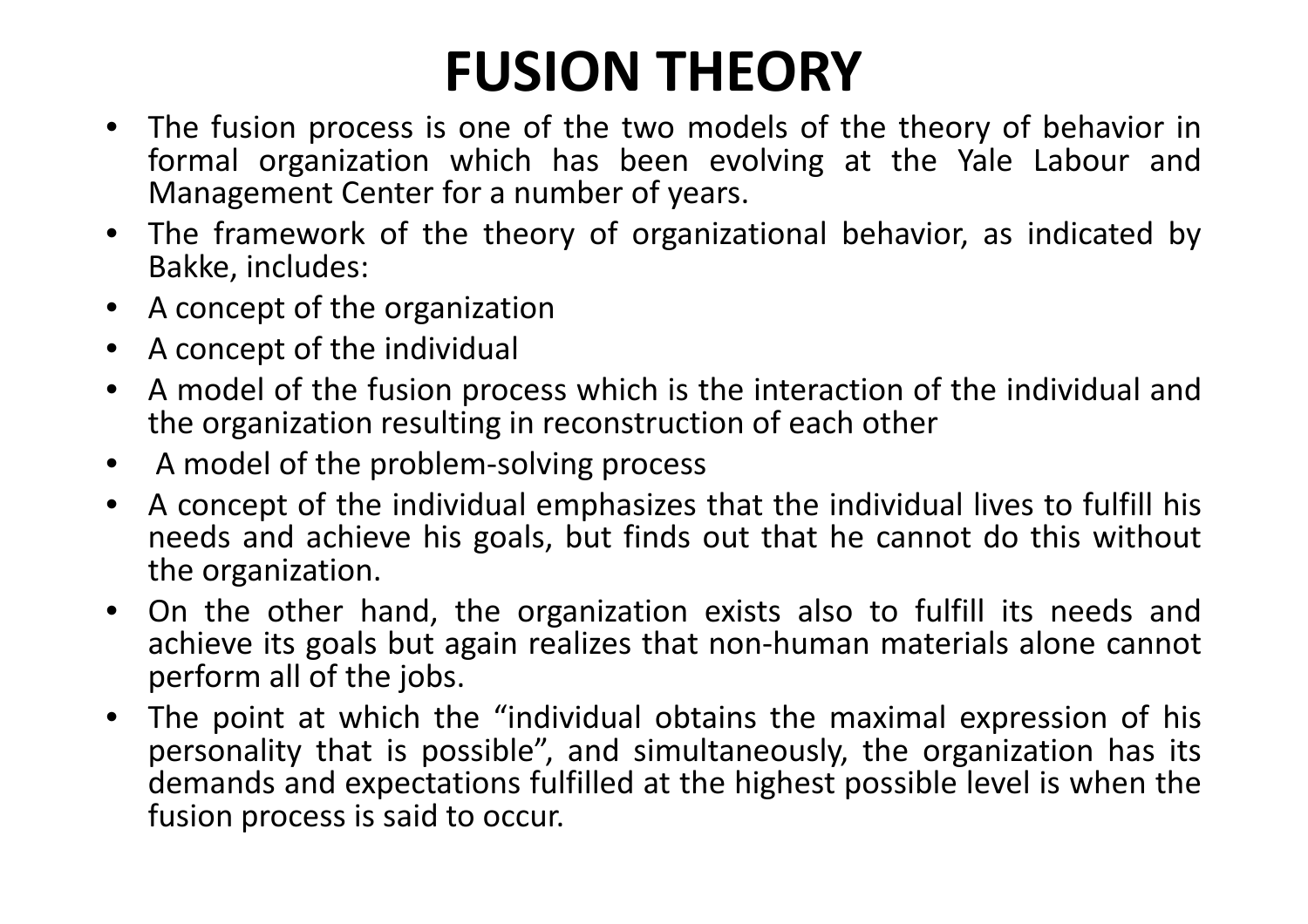# FUSION THEORY

- The fusion process is one of the two models of the theory of behavior in formal organization which has been evolving at the Yale Labour and Management Center for a number of years.
- The framework of the theory of organizational behavior, as indicated by Bakke, includes:
- A concept of the organization
- A concept of the individual
- A model of the fusion process which is the interaction of the individual and the organization resulting in reconstruction of each other
- A model of the problem-solving process
- A concept of the individual emphasizes that the individual lives to fulfill his needs and achieve his goals, but finds out that he cannot do this without the organization.
- On the other hand, the organization exists also to fulfill its needs and achieve its goals but again realizes that non-human materials alone cannot perform all of the jobs.
- The point at which the "individual obtains the maximal expression of his personality that is possible", and simultaneously, the organization has its demands and expectations fulfilled at the highest possible level is when the fusion process is said to occur.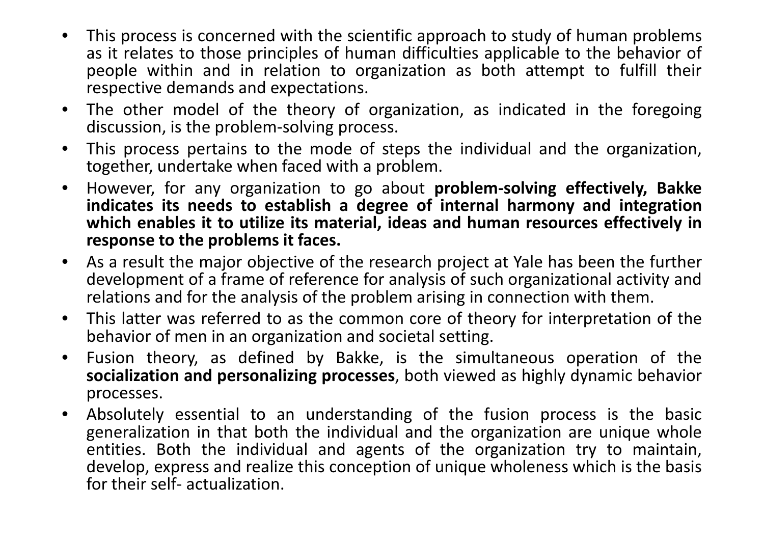- This process is concerned with the scientific approach to study of human problems as it relates to those principles of human difficulties applicable to the behavior of people within and in relation to organization as both attempt to fulfill their respective demands and expectations.
- The other model of the theory of organization, as indicated in the foregoing discussion, is the problem-solving process.
- This process pertains to the mode of steps the individual and the organization, together, undertake when faced with a problem.
- However, for any organization to go about **problem-solving effectively, Bakke indicates its needs to establish a degree of internal harmony and integration which enables it to utilize its material, ideas and human resources effectively in response to the problems it faces.**
- As a result the major objective of the research project at Yale has been the further development of a frame of reference for analysis of such organizational activity and relations and for the analysis of the problem arising in connection with them.
- This latter was referred to as the common core of theory for interpretation of the behavior of men in an organization and societal setting.
- Fusion theory, as defined by Bakke, is the simultaneous operation of the **socialization and personalizing processes**, both viewed as highly dynamic behavior processes.
- Absolutely essential to an understanding of the fusion process is the basic generalization in that both the individual and the organization are unique whole entities. Both the individual and agents of the organization try to maintain, develop, express and realize this conception of unique wholeness which is the basis for their self- actualization.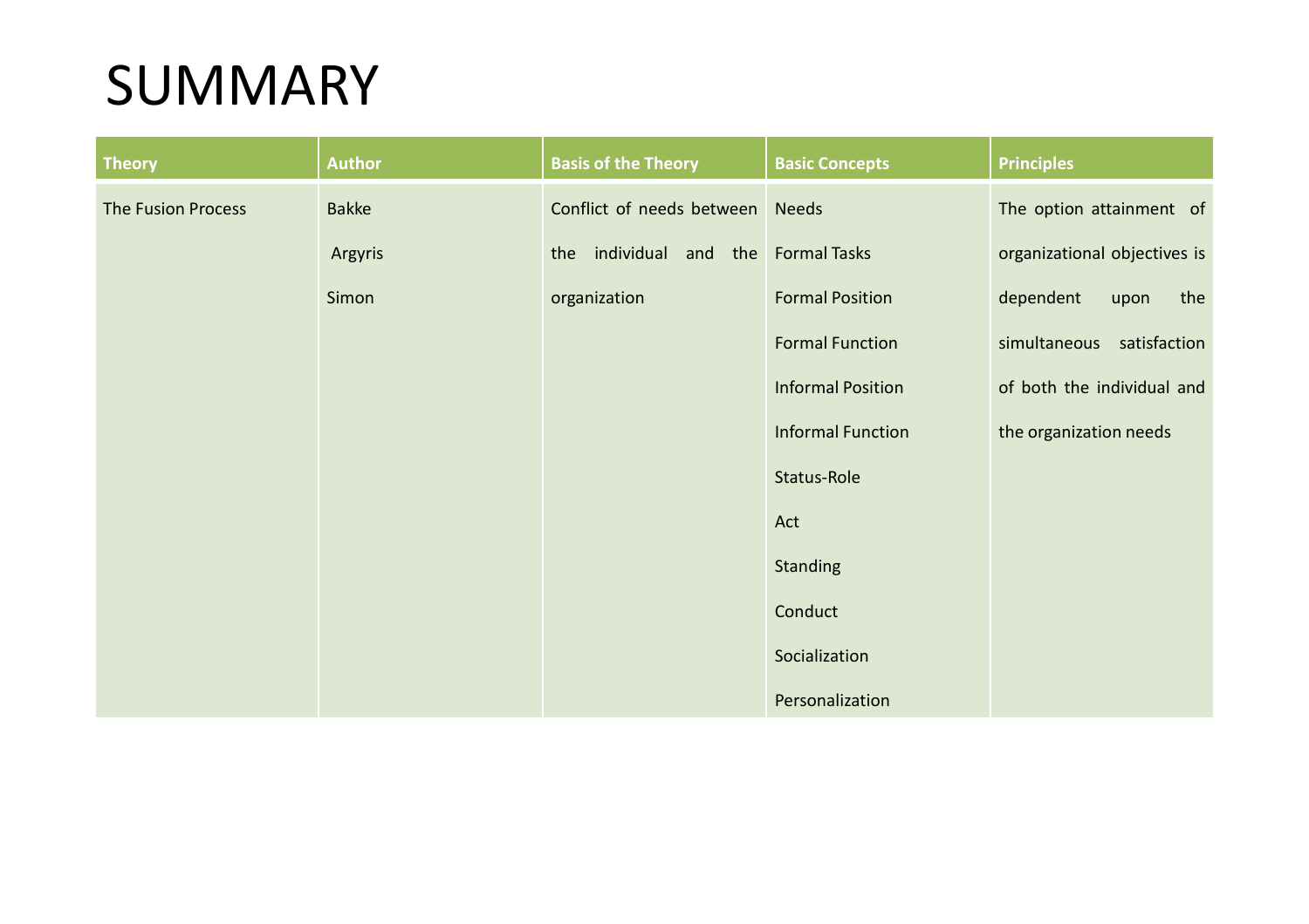# SUMMARY

| Theory | Author | Basis of the Theory | Basic Concepts | Principles |
|---|---|---|---|---|
| The Fusion Process | Bakke<br>Argyris<br>Simon | Conflict of needs between the individual and the organization | Needs<br>Formal Tasks<br>Formal Position<br>Formal Function<br>Informal Position<br>Informal Function<br>Status-Role<br>Act<br>Standing<br>Conduct<br>Socialization<br>Personalization | The option attainment of organizational objectives is dependent upon the simultaneous satisfaction of both the individual and the organization needs |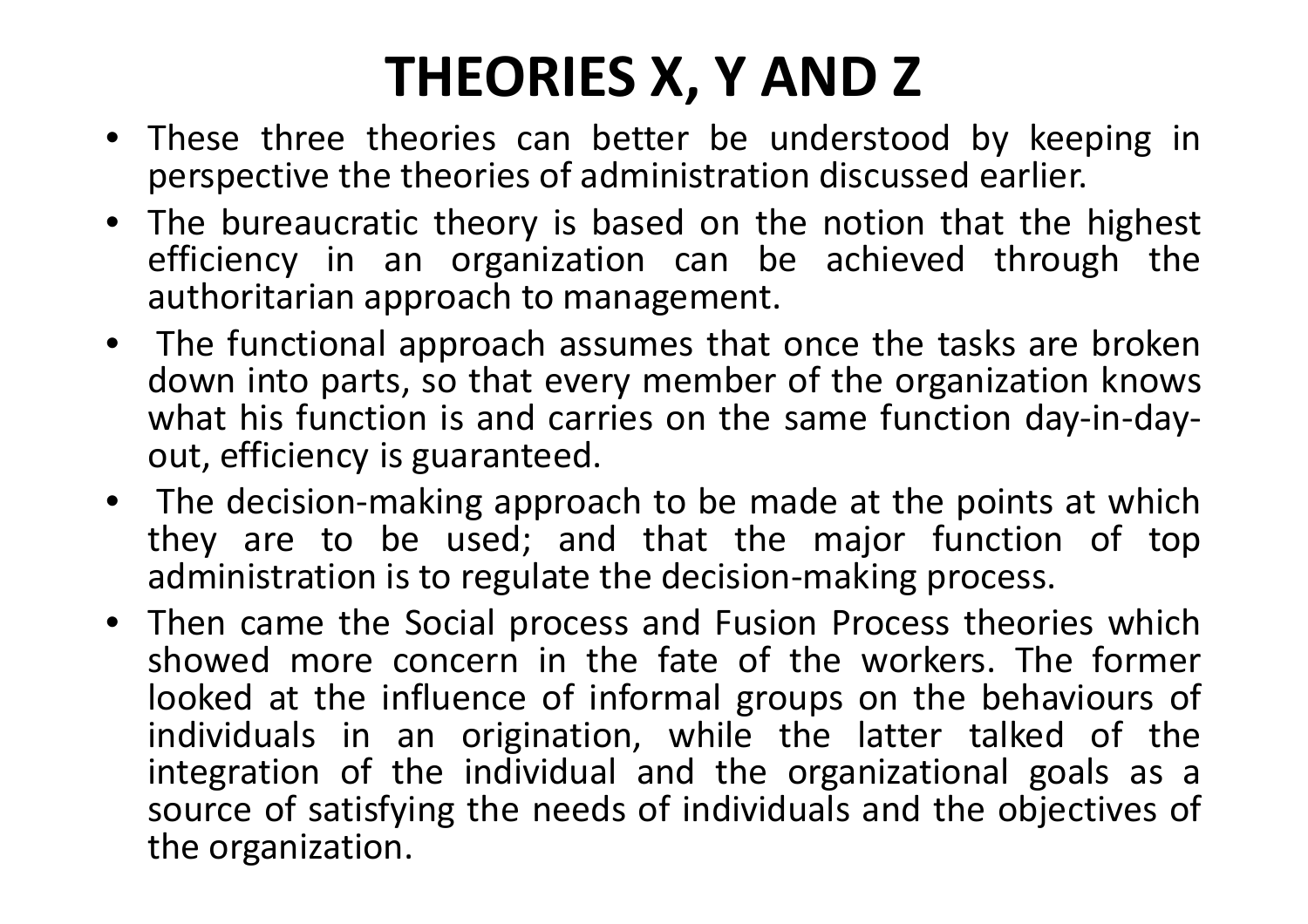# THEORIES X, Y AND Z

- These three theories can better be understood by keeping in perspective the theories of administration discussed earlier.
- The bureaucratic theory is based on the notion that the highest efficiency in an organization can be achieved through the authoritarian approach to management.
- The functional approach assumes that once the tasks are broken down into parts, so that every member of the organization knows what his function is and carries on the same function day-in-day-out, efficiency is guaranteed.
- The decision-making approach to be made at the points at which they are to be used; and that the major function of top administration is to regulate the decision-making process.
- Then came the Social process and Fusion Process theories which showed more concern in the fate of the workers. The former looked at the influence of informal groups on the behaviours of individuals in an origination, while the latter talked of the integration of the individual and the organizational goals as a source of satisfying the needs of individuals and the objectives of the organization.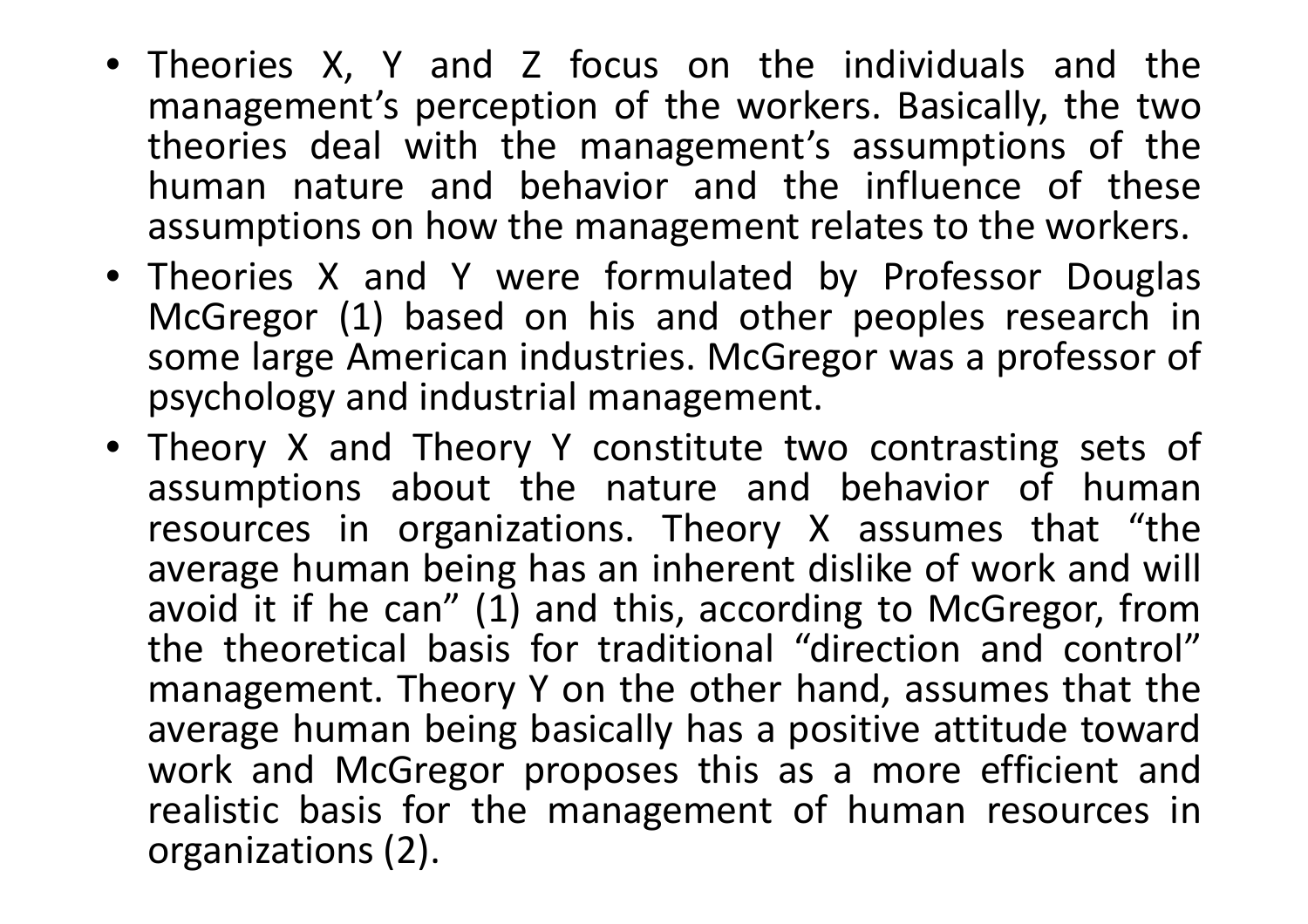- Theories X, Y and Z focus on the individuals and the management's perception of the workers. Basically, the two theories deal with the management's assumptions of the human nature and behavior and the influence of these assumptions on how the management relates to the workers.
- Theories X and Y were formulated by Professor Douglas McGregor (1) based on his and other peoples research in some large American industries. McGregor was a professor of psychology and industrial management.
- Theory X and Theory Y constitute two contrasting sets of assumptions about the nature and behavior of human resources in organizations. Theory X assumes that "the average human being has an inherent dislike of work and will avoid it if he can" (1) and this, according to McGregor, from the theoretical basis for traditional "direction and control" management. Theory Y on the other hand, assumes that the average human being basically has a positive attitude toward work and McGregor proposes this as a more efficient and realistic basis for the management of human resources in organizations (2).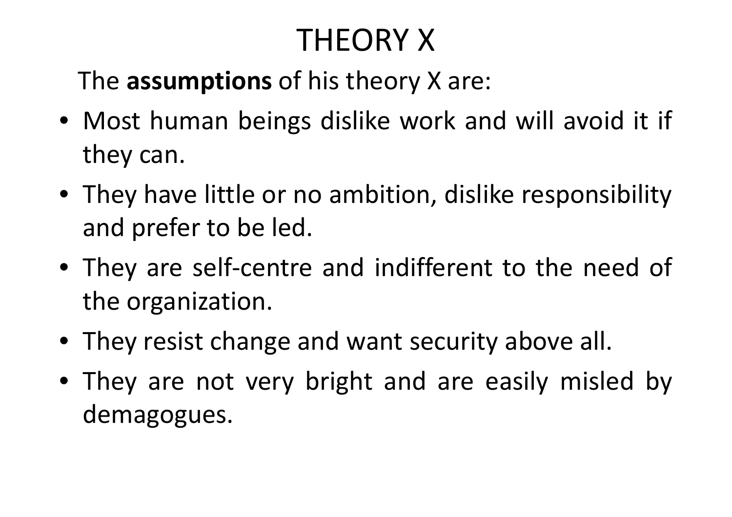# THEORY X

The **assumptions** of his theory X are:

- Most human beings dislike work and will avoid it if they can.
- They have little or no ambition, dislike responsibility and prefer to be led.
- They are self-centre and indifferent to the need of the organization.
- They resist change and want security above all.
- They are not very bright and are easily misled by demagogues.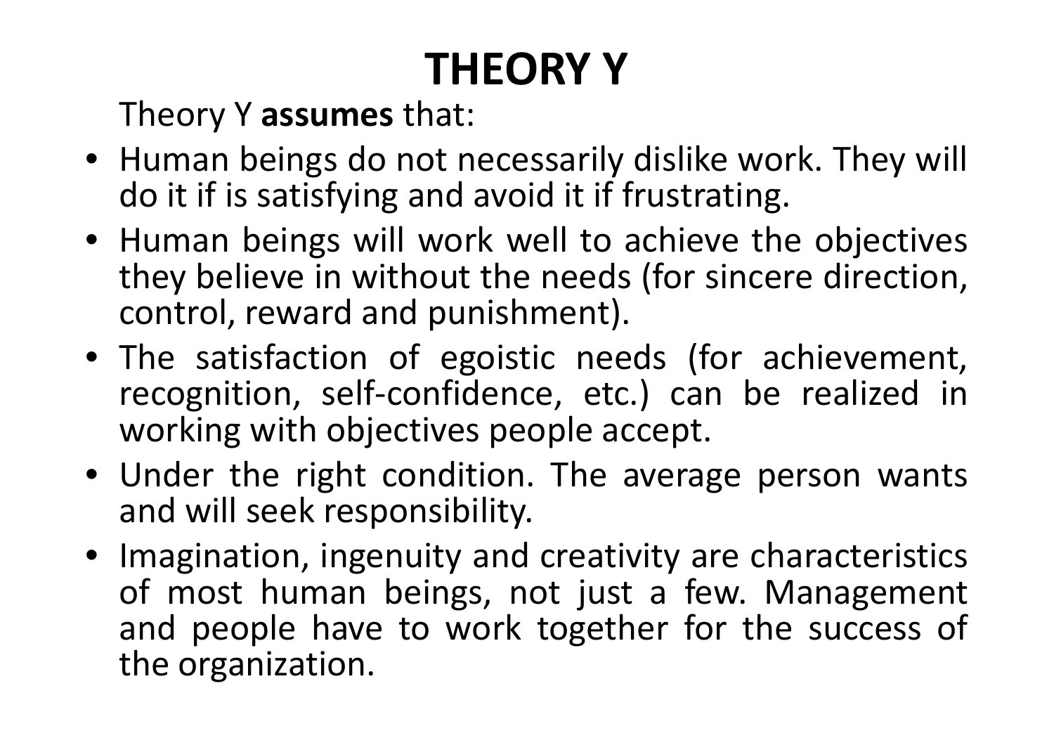# THEORY Y

Theory Y **assumes** that:

- Human beings do not necessarily dislike work. They will do it if is satisfying and avoid it if frustrating.
- Human beings will work well to achieve the objectives they believe in without the needs (for sincere direction, control, reward and punishment).
- The satisfaction of egoistic needs (for achievement, recognition, self-confidence, etc.) can be realized in working with objectives people accept.
- Under the right condition. The average person wants and will seek responsibility.
- Imagination, ingenuity and creativity are characteristics of most human beings, not just a few. Management and people have to work together for the success of the organization.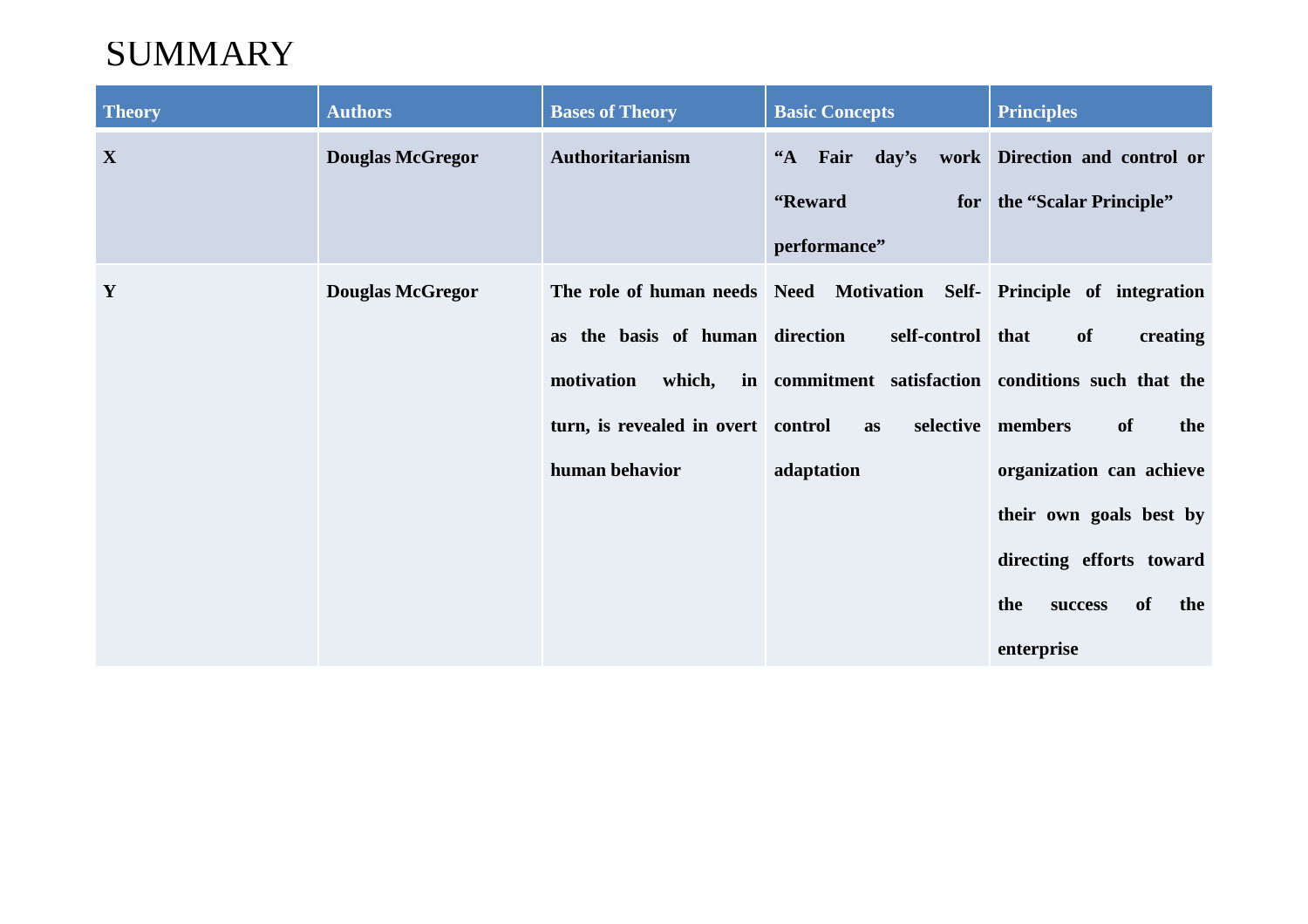# SUMMARY

| Theory | Authors | Bases of Theory | Basic Concepts | Principles |
|---|---|---|---|---|
| **X** | **Douglas McGregor** | **Authoritarianism** | **"A Fair day's work "Reward for performance"** | **Direction and control or the "Scalar Principle"** |
| **Y** | **Douglas McGregor** | **The role of human needs as the basis of human motivation which, in turn, is revealed in overt human behavior** | **Need Motivation Self-direction self-control commitment satisfaction control as selective adaptation** | **Principle of integration that of creating conditions such that the members of the organization can achieve their own goals best by directing efforts toward the success of the enterprise** |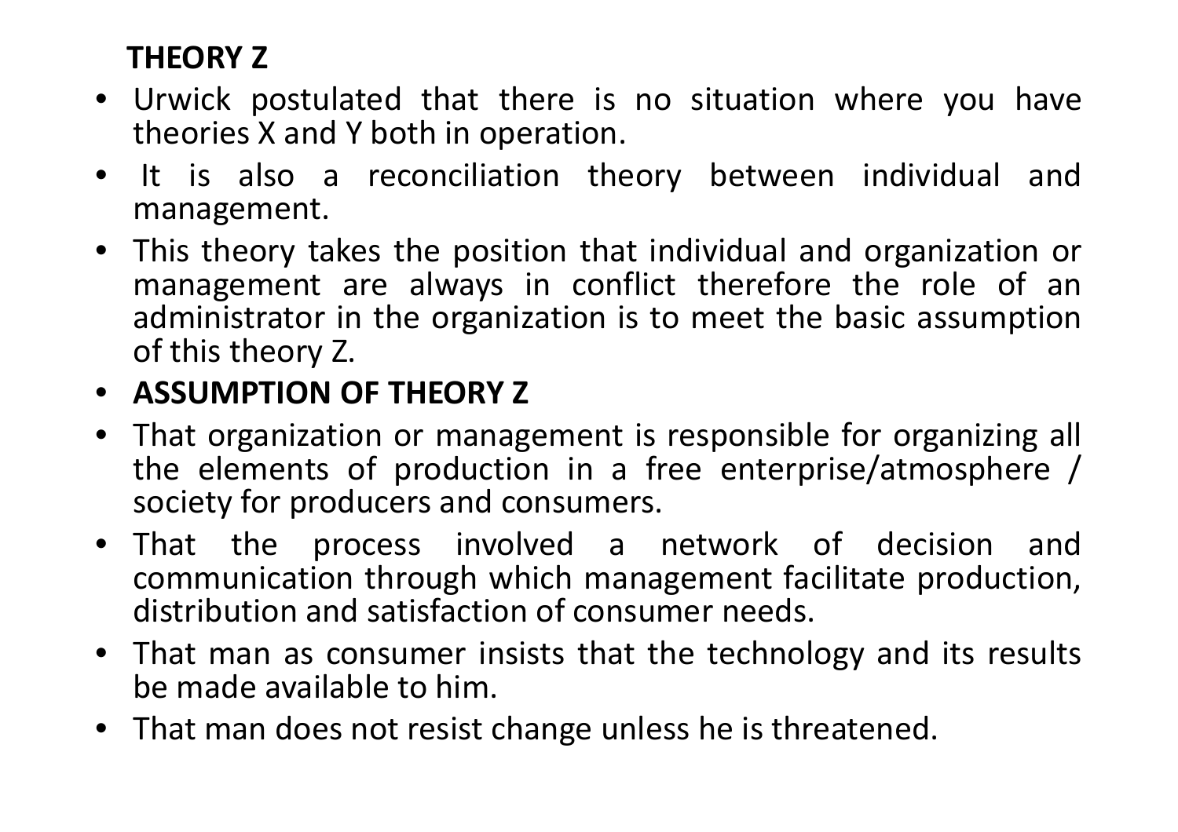**THEORY Z**

- Urwick postulated that there is no situation where you have theories X and Y both in operation.
- It is also a reconciliation theory between individual and management.
- This theory takes the position that individual and organization or management are always in conflict therefore the role of an administrator in the organization is to meet the basic assumption of this theory Z.
- **ASSUMPTION OF THEORY Z**
- That organization or management is responsible for organizing all the elements of production in a free enterprise/atmosphere / society for producers and consumers.
- That the process involved a network of decision and communication through which management facilitate production, distribution and satisfaction of consumer needs.
- That man as consumer insists that the technology and its results be made available to him.
- That man does not resist change unless he is threatened.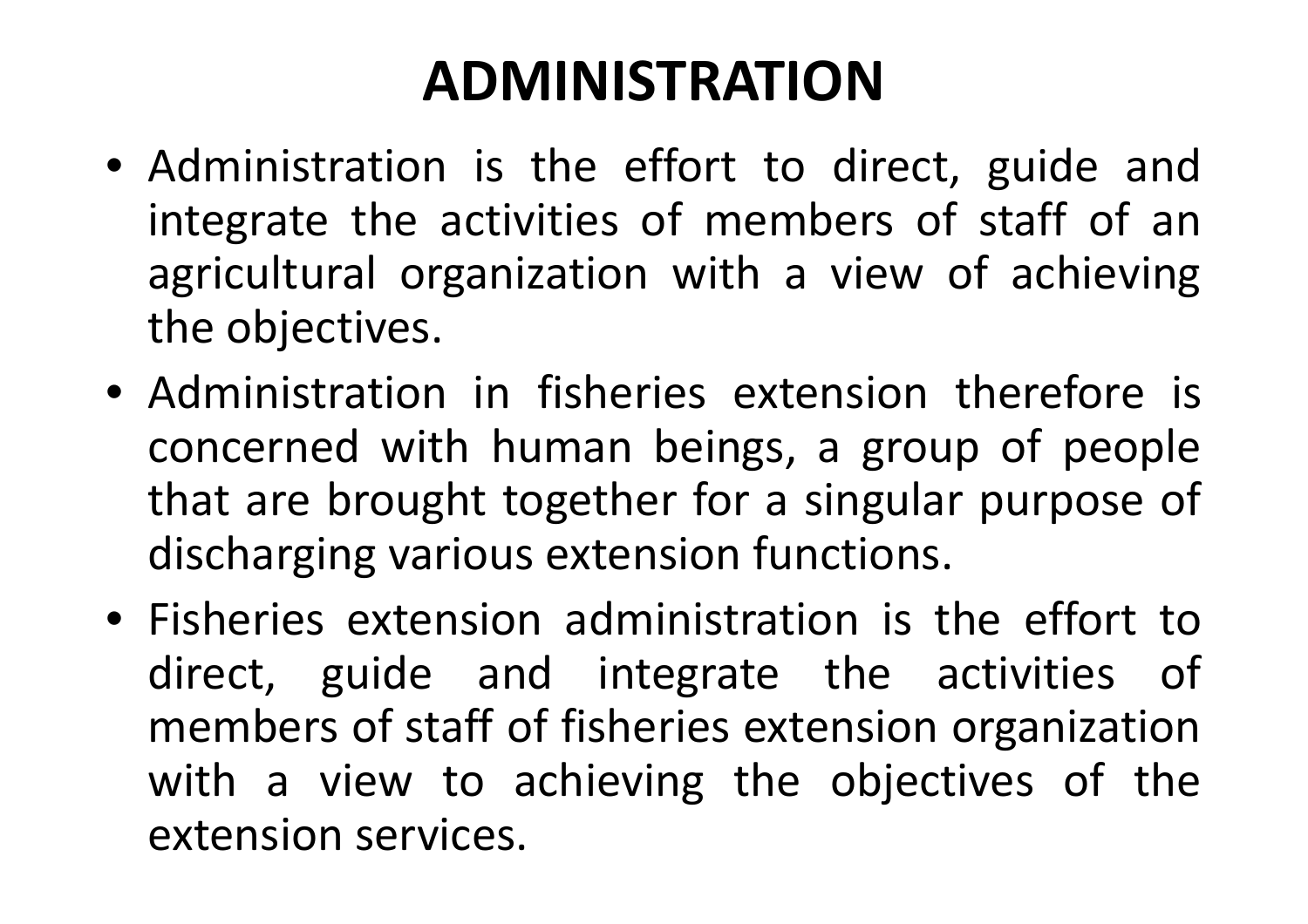# ADMINISTRATION

- Administration is the effort to direct, guide and integrate the activities of members of staff of an agricultural organization with a view of achieving the objectives.
- Administration in fisheries extension therefore is concerned with human beings, a group of people that are brought together for a singular purpose of discharging various extension functions.
- Fisheries extension administration is the effort to direct, guide and integrate the activities of members of staff of fisheries extension organization with a view to achieving the objectives of the extension services.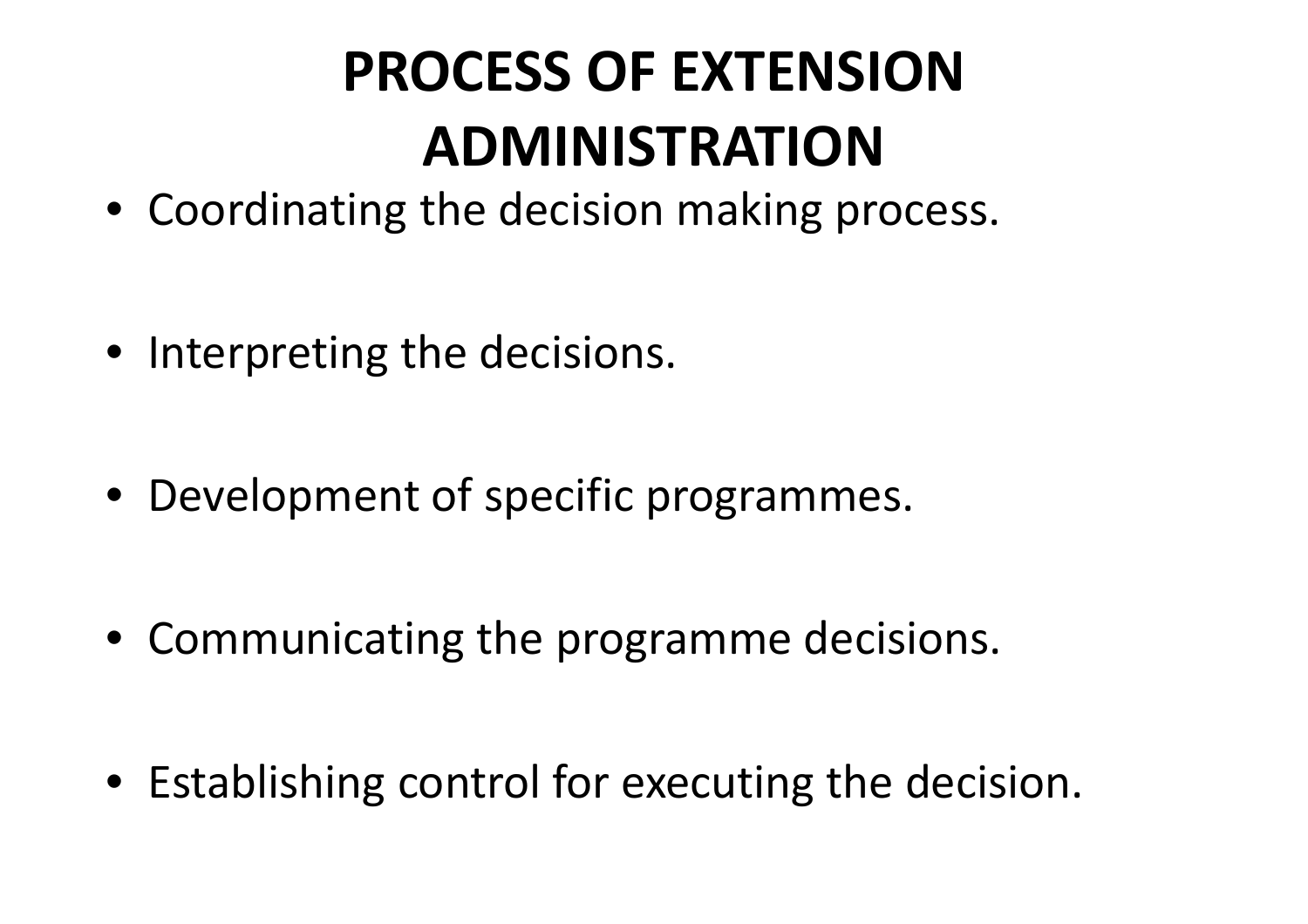# PROCESS OF EXTENSION ADMINISTRATION

- Coordinating the decision making process.
- Interpreting the decisions.
- Development of specific programmes.
- Communicating the programme decisions.
- Establishing control for executing the decision.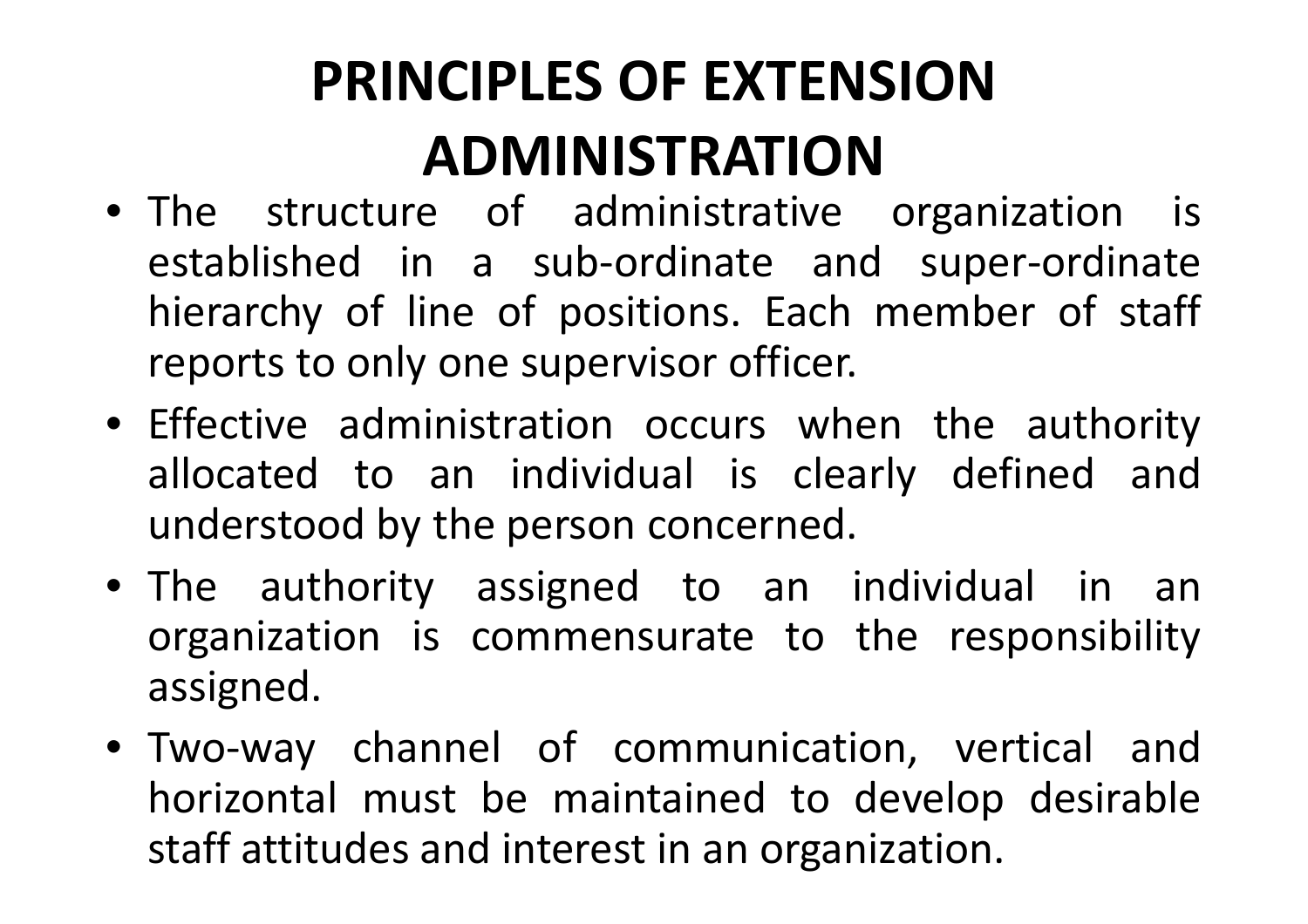# PRINCIPLES OF EXTENSION ADMINISTRATION

- The structure of administrative organization is established in a sub-ordinate and super-ordinate hierarchy of line of positions. Each member of staff reports to only one supervisor officer.
- Effective administration occurs when the authority allocated to an individual is clearly defined and understood by the person concerned.
- The authority assigned to an individual in an organization is commensurate to the responsibility assigned.
- Two-way channel of communication, vertical and horizontal must be maintained to develop desirable staff attitudes and interest in an organization.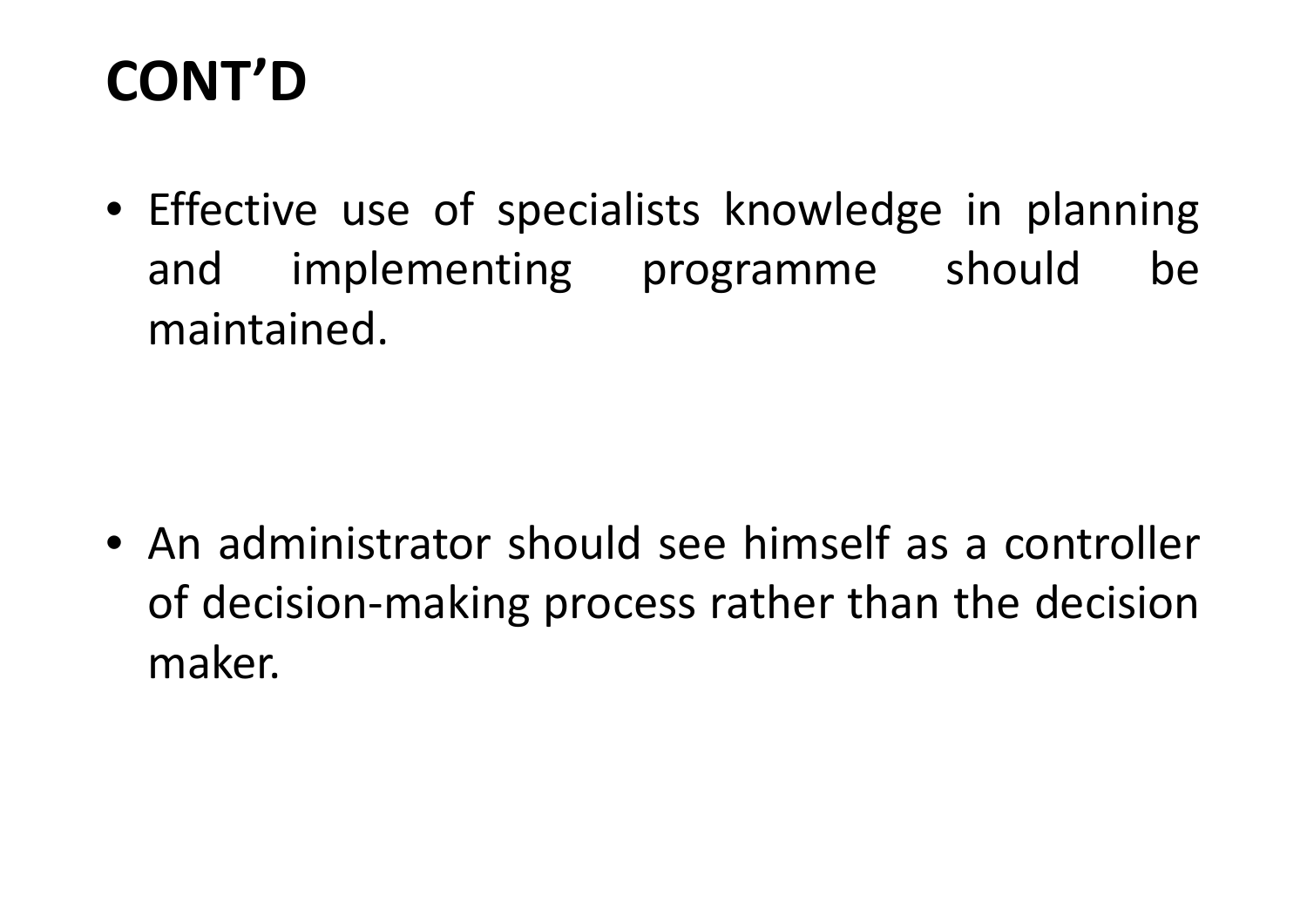# CONT'D

- Effective use of specialists knowledge in planning and implementing programme should be maintained.

- An administrator should see himself as a controller of decision-making process rather than the decision maker.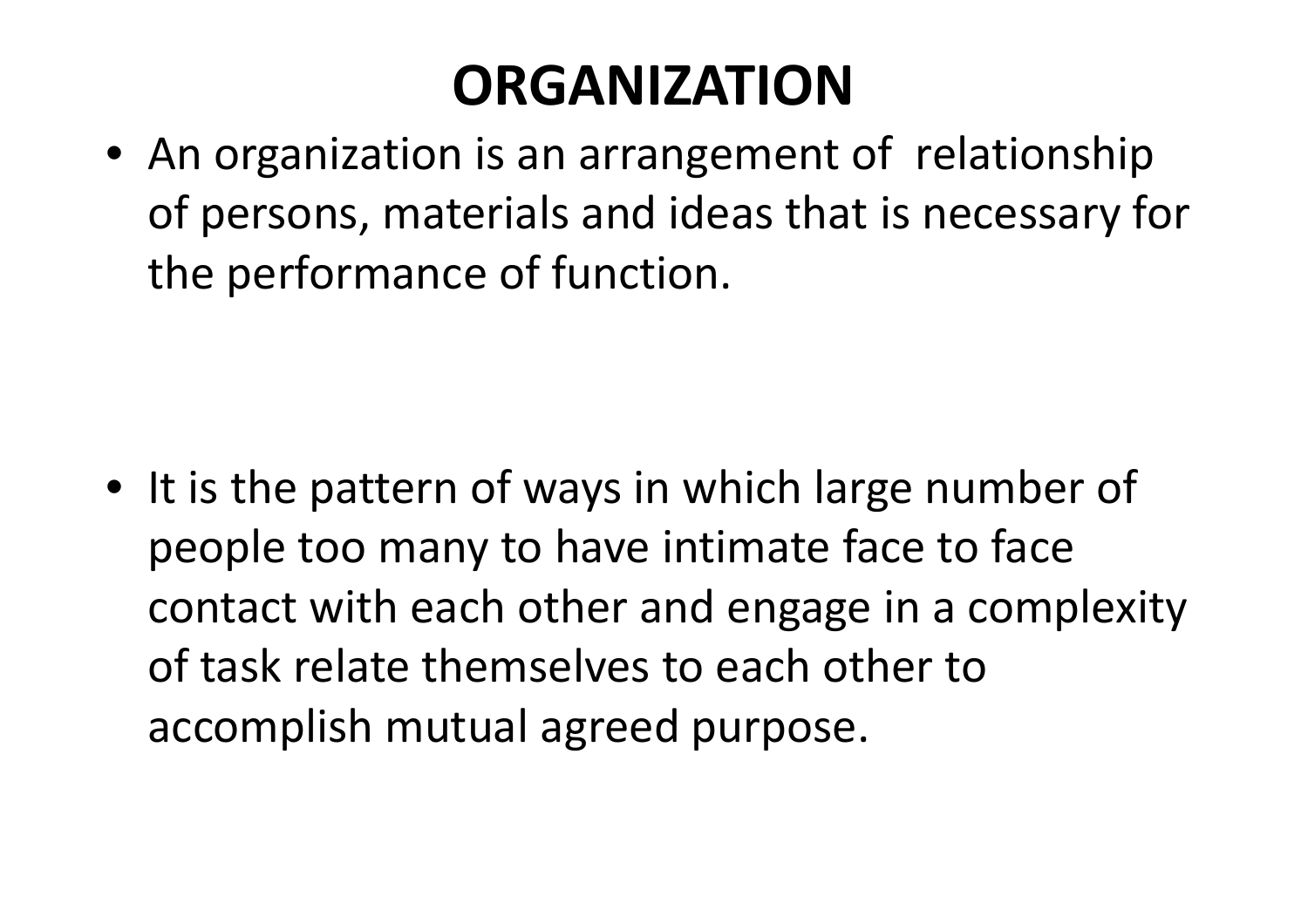# ORGANIZATION

- An organization is an arrangement of relationship of persons, materials and ideas that is necessary for the performance of function.

- It is the pattern of ways in which large number of people too many to have intimate face to face contact with each other and engage in a complexity of task relate themselves to each other to accomplish mutual agreed purpose.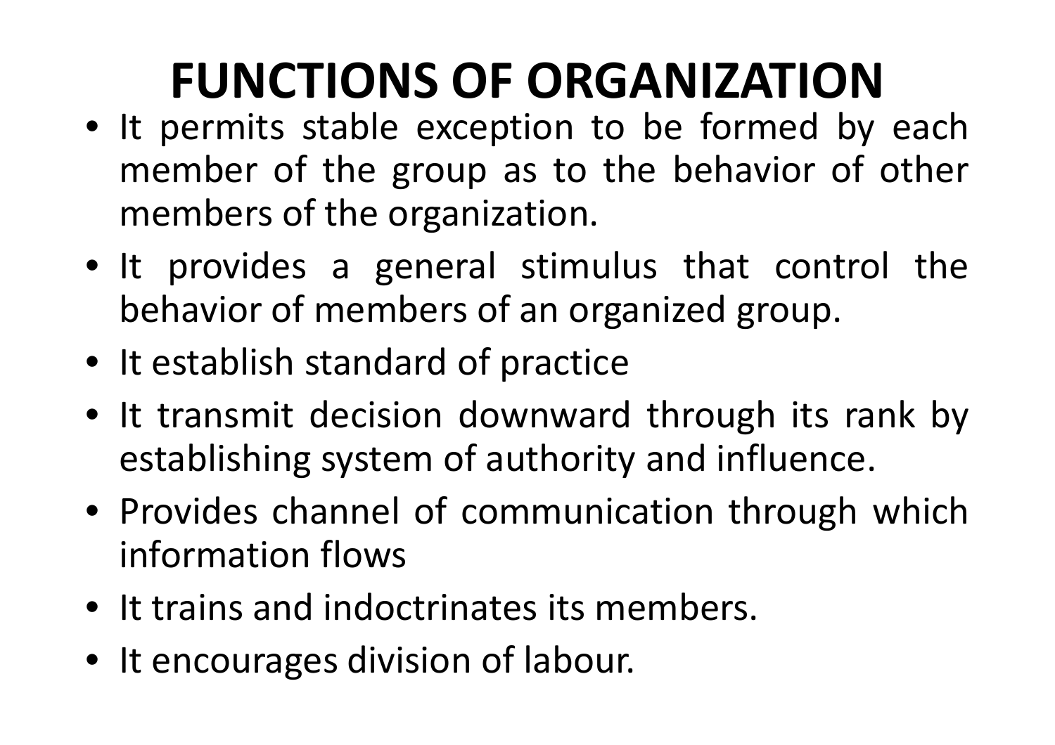# FUNCTIONS OF ORGANIZATION

- It permits stable exception to be formed by each member of the group as to the behavior of other members of the organization.
- It provides a general stimulus that control the behavior of members of an organized group.
- It establish standard of practice
- It transmit decision downward through its rank by establishing system of authority and influence.
- Provides channel of communication through which information flows
- It trains and indoctrinates its members.
- It encourages division of labour.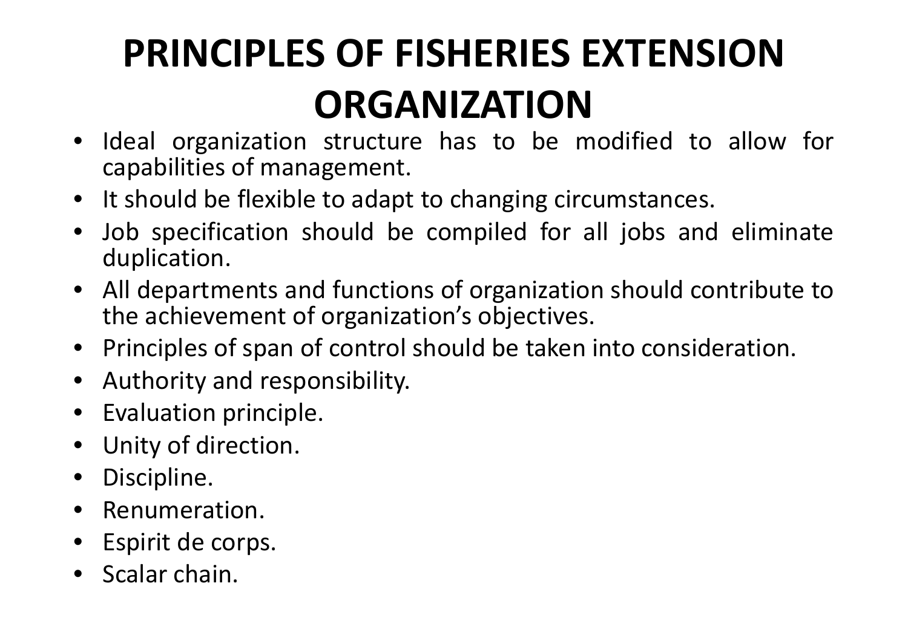# PRINCIPLES OF FISHERIES EXTENSION ORGANIZATION

- Ideal organization structure has to be modified to allow for capabilities of management.
- It should be flexible to adapt to changing circumstances.
- Job specification should be compiled for all jobs and eliminate duplication.
- All departments and functions of organization should contribute to the achievement of organization's objectives.
- Principles of span of control should be taken into consideration.
- Authority and responsibility.
- Evaluation principle.
- Unity of direction.
- Discipline.
- Renumeration.
- Espirit de corps.
- Scalar chain.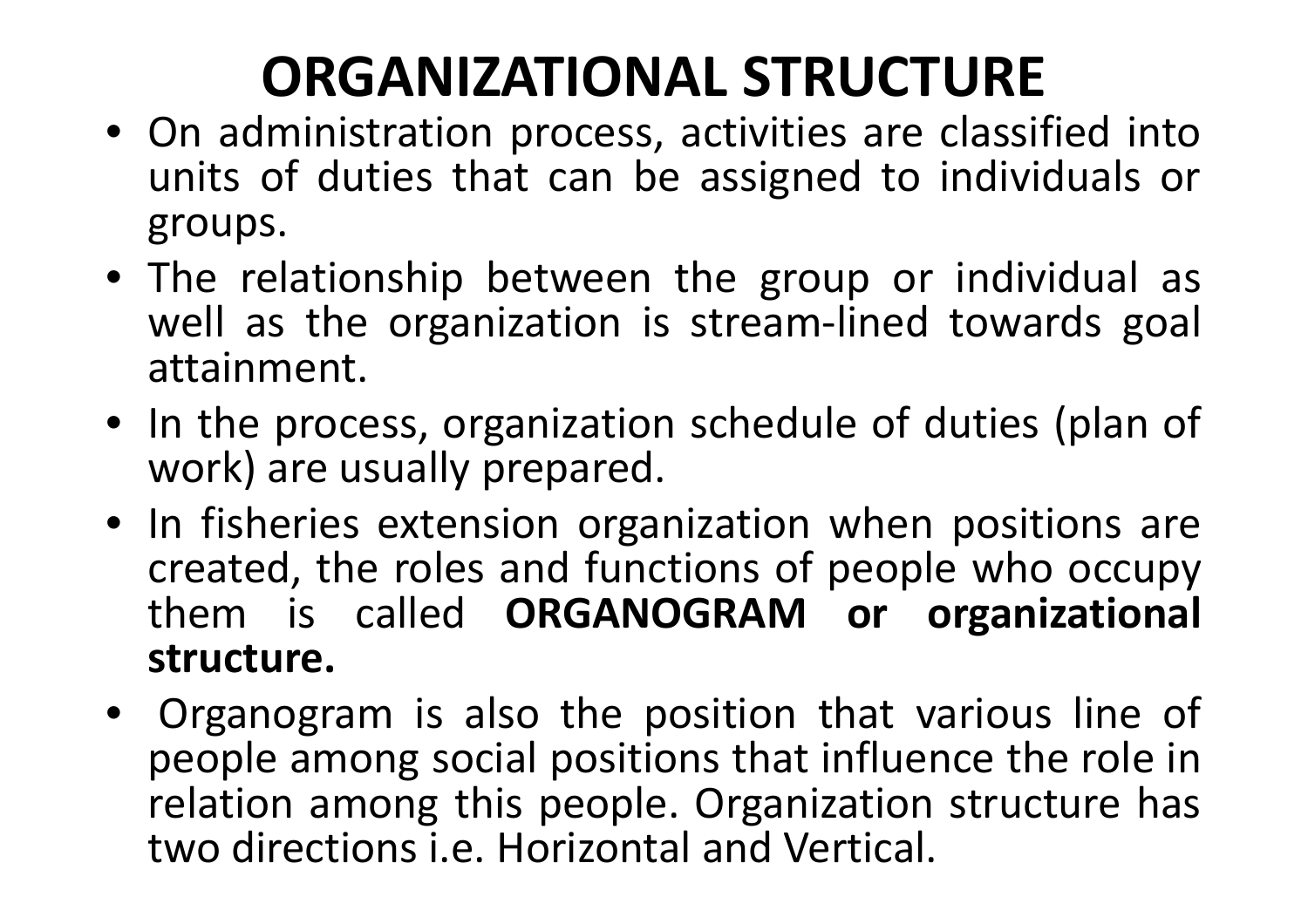# ORGANIZATIONAL STRUCTURE

- On administration process, activities are classified into units of duties that can be assigned to individuals or groups.
- The relationship between the group or individual as well as the organization is stream-lined towards goal attainment.
- In the process, organization schedule of duties (plan of work) are usually prepared.
- In fisheries extension organization when positions are created, the roles and functions of people who occupy them is called **ORGANOGRAM or organizational structure.**
- Organogram is also the position that various line of people among social positions that influence the role in relation among this people. Organization structure has two directions i.e. Horizontal and Vertical.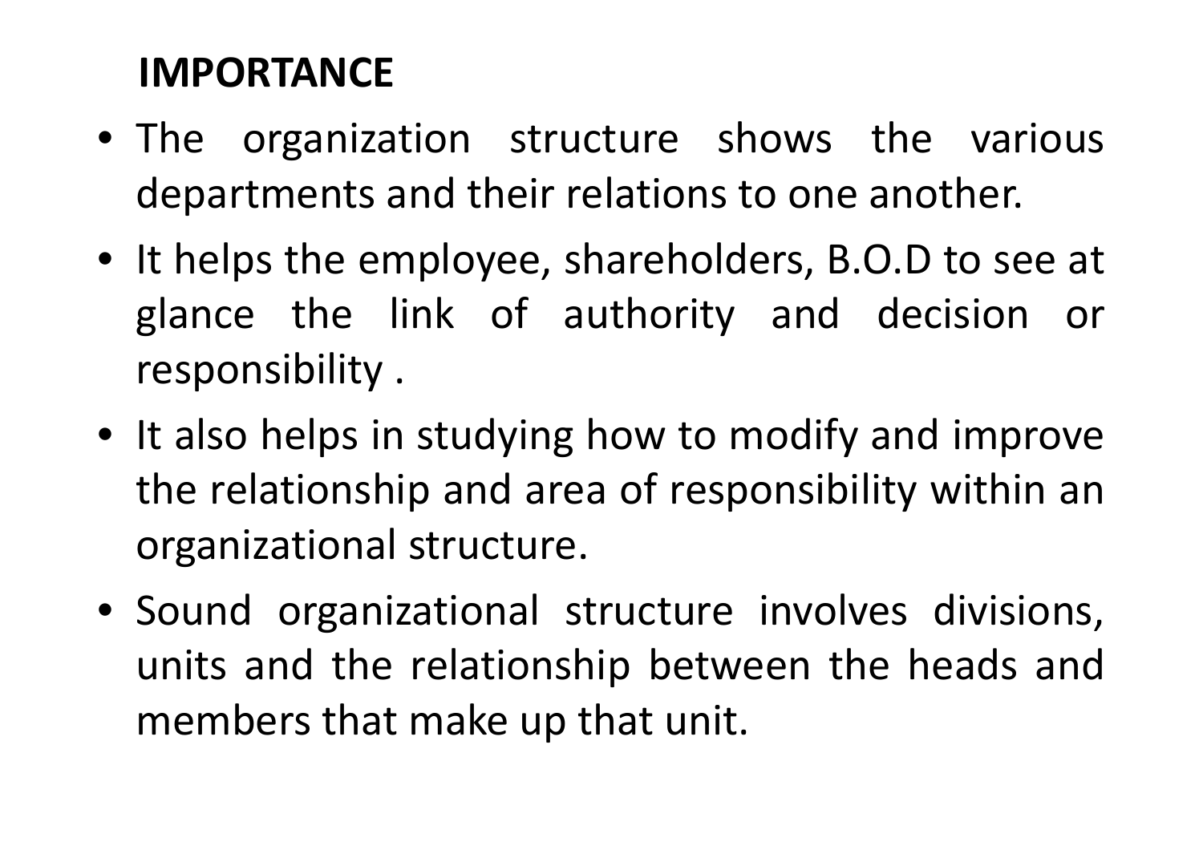**IMPORTANCE**

- The organization structure shows the various departments and their relations to one another.
- It helps the employee, shareholders, B.O.D to see at glance the link of authority and decision or responsibility .
- It also helps in studying how to modify and improve the relationship and area of responsibility within an organizational structure.
- Sound organizational structure involves divisions, units and the relationship between the heads and members that make up that unit.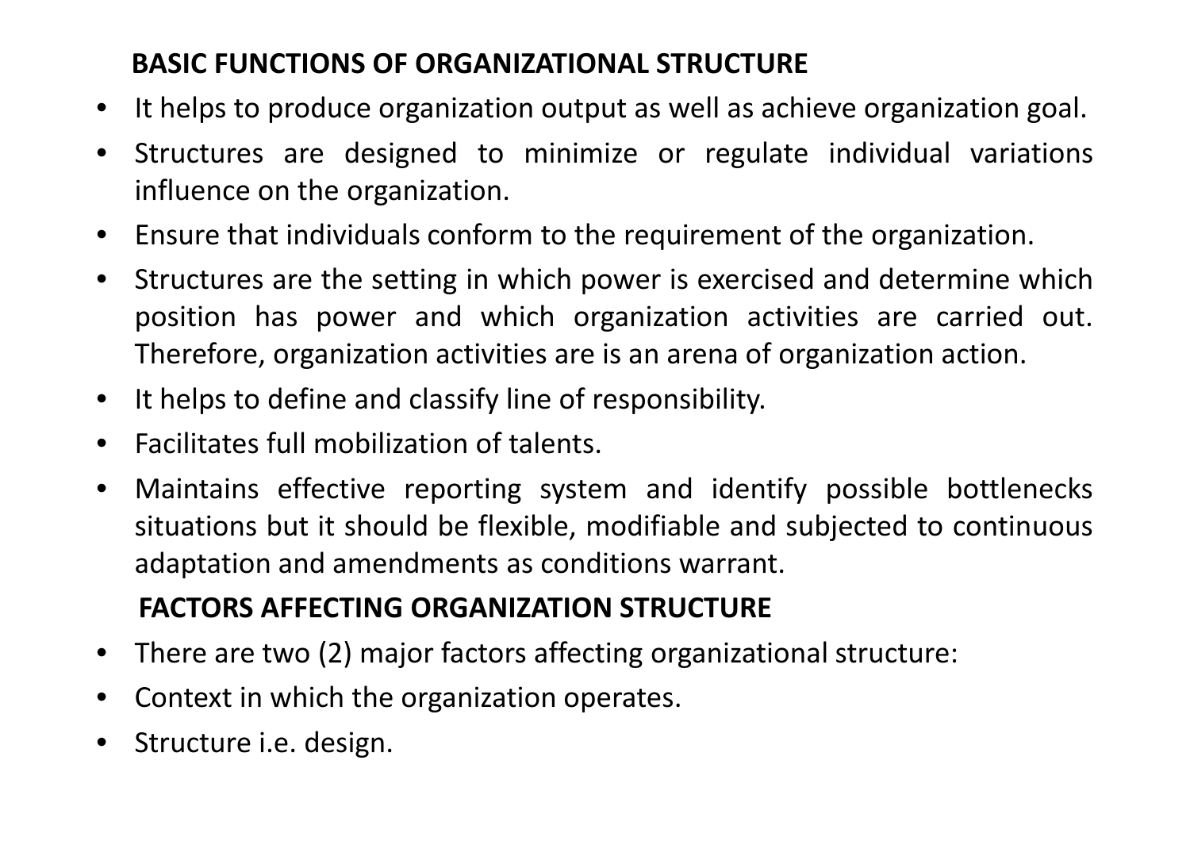## BASIC FUNCTIONS OF ORGANIZATIONAL STRUCTURE

- It helps to produce organization output as well as achieve organization goal.
- Structures are designed to minimize or regulate individual variations influence on the organization.
- Ensure that individuals conform to the requirement of the organization.
- Structures are the setting in which power is exercised and determine which position has power and which organization activities are carried out. Therefore, organization activities are is an arena of organization action.
- It helps to define and classify line of responsibility.
- Facilitates full mobilization of talents.
- Maintains effective reporting system and identify possible bottlenecks situations but it should be flexible, modifiable and subjected to continuous adaptation and amendments as conditions warrant.

## FACTORS AFFECTING ORGANIZATION STRUCTURE

- There are two (2) major factors affecting organizational structure:
- Context in which the organization operates.
- Structure i.e. design.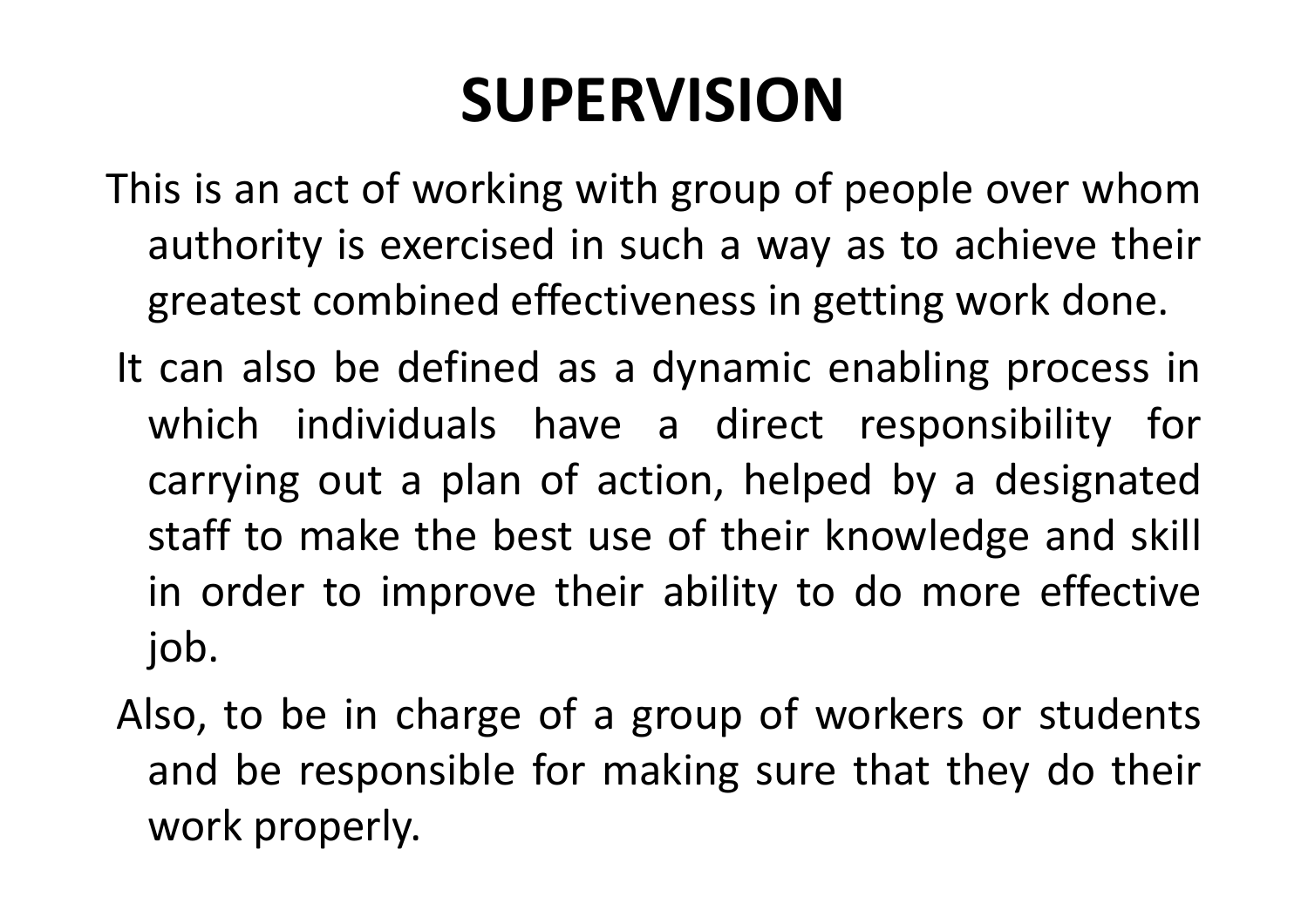# SUPERVISION

This is an act of working with group of people over whom authority is exercised in such a way as to achieve their greatest combined effectiveness in getting work done.

It can also be defined as a dynamic enabling process in which individuals have a direct responsibility for carrying out a plan of action, helped by a designated staff to make the best use of their knowledge and skill in order to improve their ability to do more effective job.

Also, to be in charge of a group of workers or students and be responsible for making sure that they do their work properly.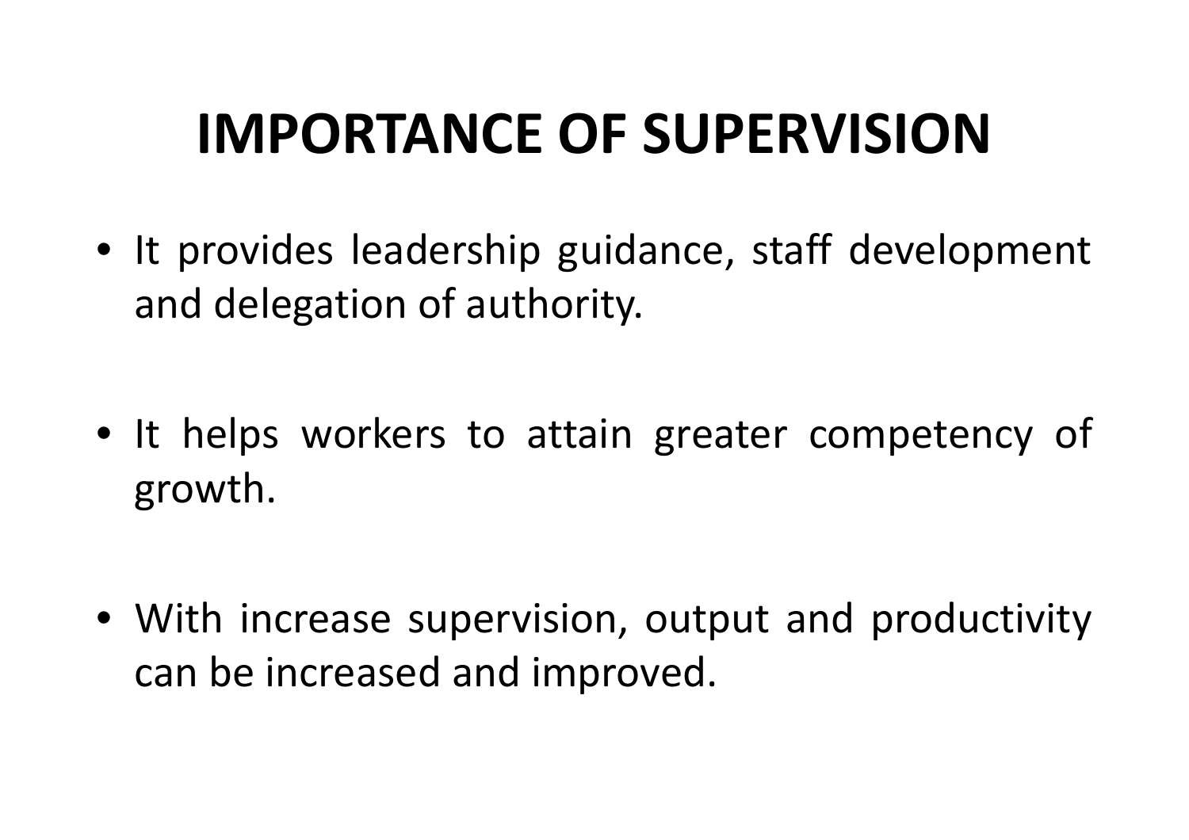# IMPORTANCE OF SUPERVISION

- It provides leadership guidance, staff development and delegation of authority.
- It helps workers to attain greater competency of growth.
- With increase supervision, output and productivity can be increased and improved.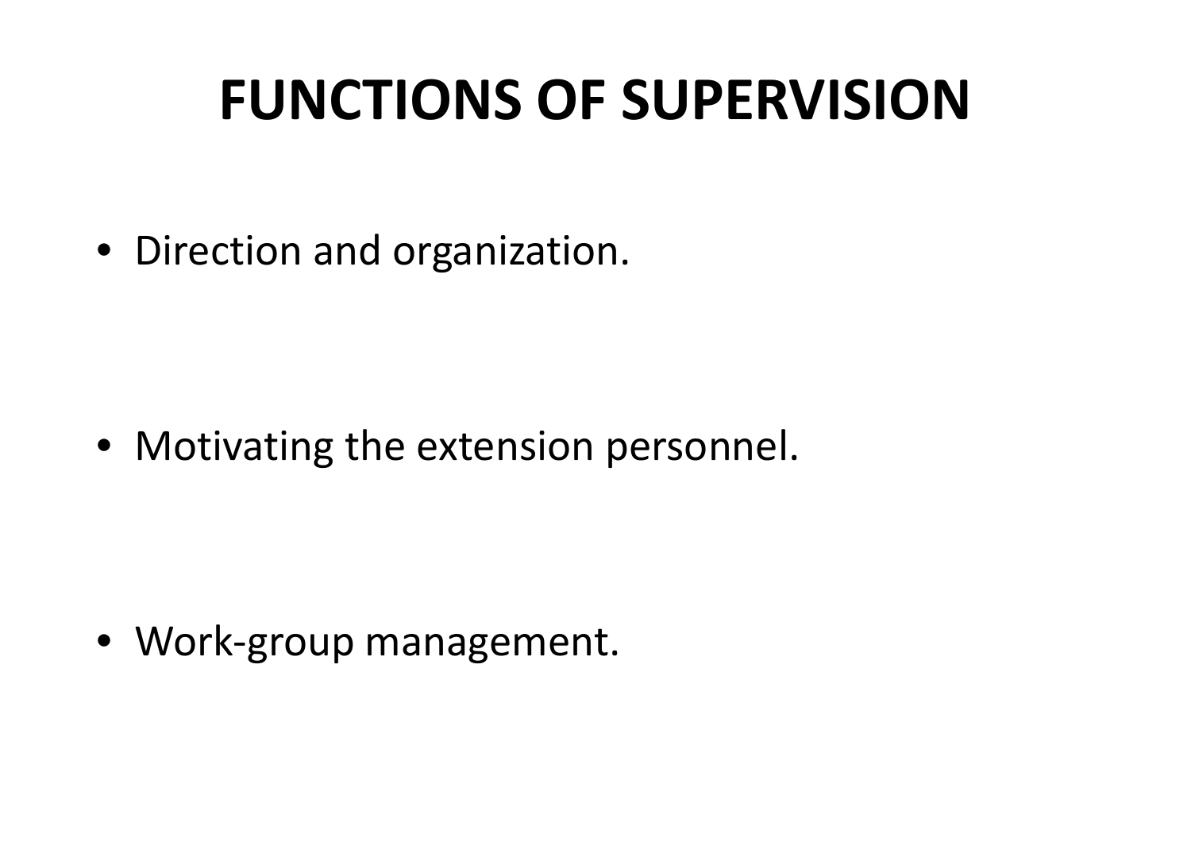# FUNCTIONS OF SUPERVISION

- Direction and organization.
- Motivating the extension personnel.
- Work-group management.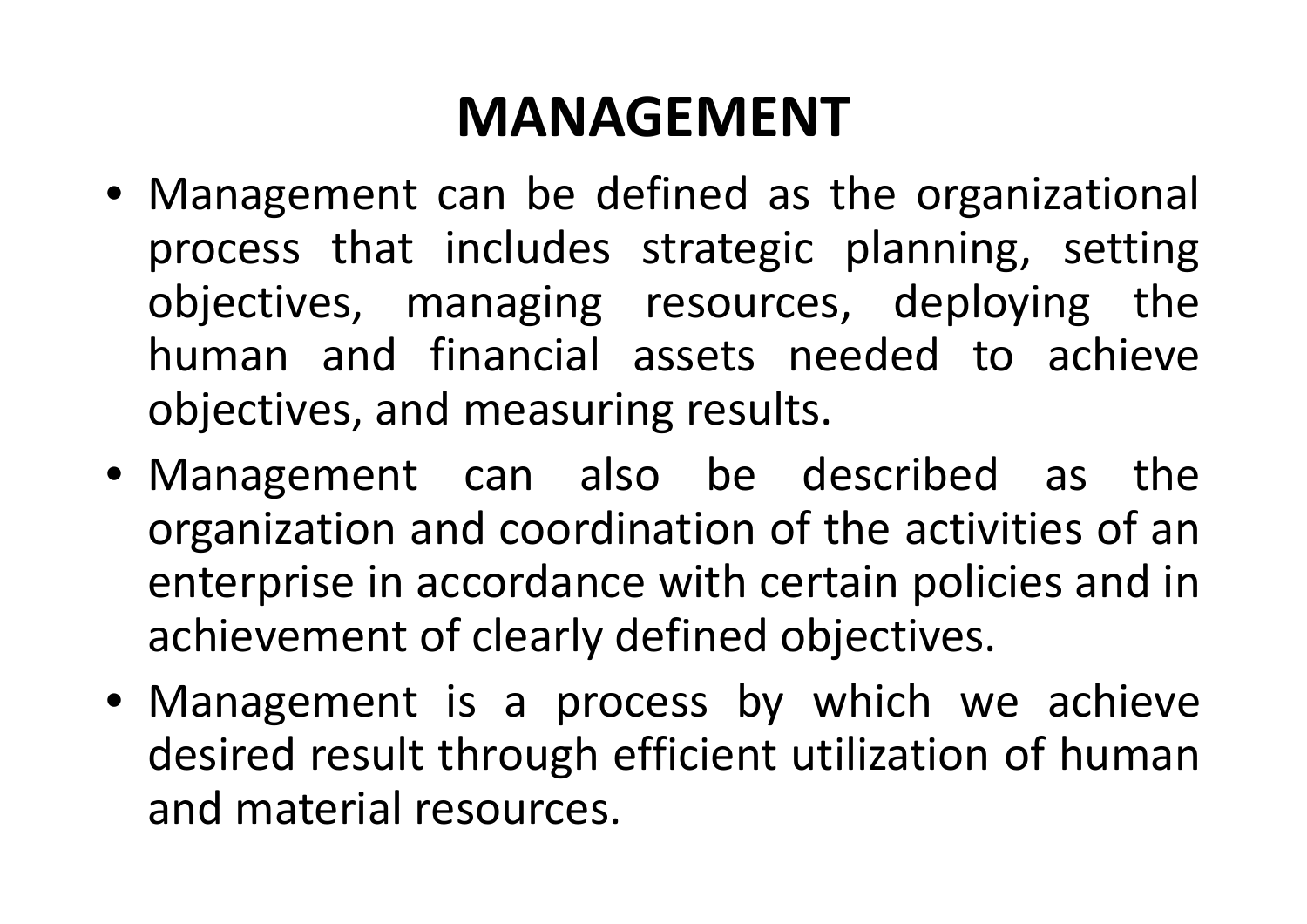# MANAGEMENT

- Management can be defined as the organizational process that includes strategic planning, setting objectives, managing resources, deploying the human and financial assets needed to achieve objectives, and measuring results.
- Management can also be described as the organization and coordination of the activities of an enterprise in accordance with certain policies and in achievement of clearly defined objectives.
- Management is a process by which we achieve desired result through efficient utilization of human and material resources.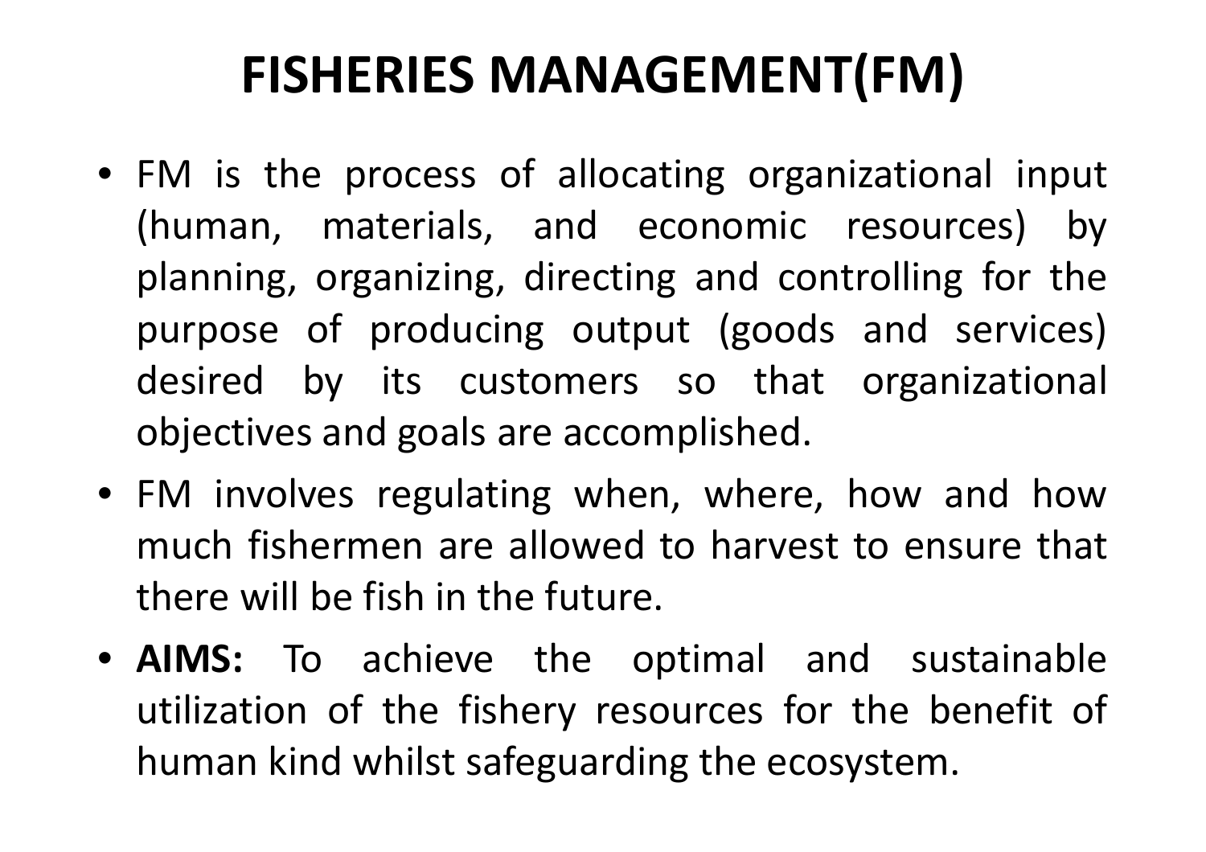# FISHERIES MANAGEMENT(FM)

- FM is the process of allocating organizational input (human, materials, and economic resources) by planning, organizing, directing and controlling for the purpose of producing output (goods and services) desired by its customers so that organizational objectives and goals are accomplished.
- FM involves regulating when, where, how and how much fishermen are allowed to harvest to ensure that there will be fish in the future.
- **AIMS:** To achieve the optimal and sustainable utilization of the fishery resources for the benefit of human kind whilst safeguarding the ecosystem.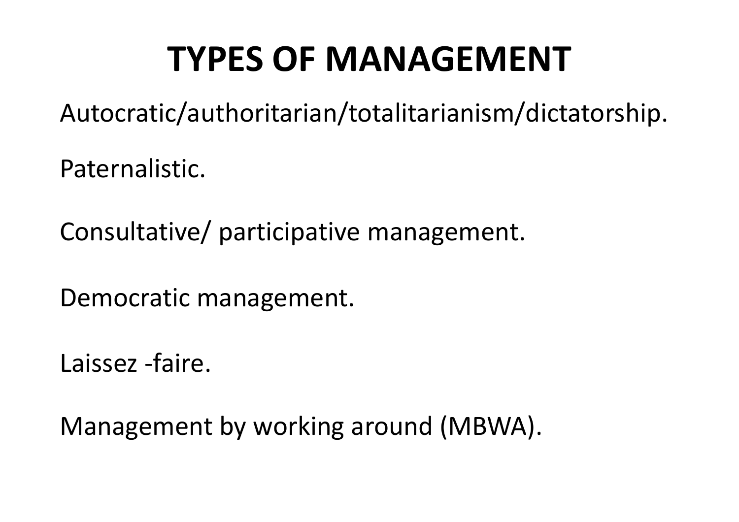# TYPES OF MANAGEMENT

Autocratic/authoritarian/totalitarianism/dictatorship.

Paternalistic.

Consultative/ participative management.

Democratic management.

Laissez -faire.

Management by working around (MBWA).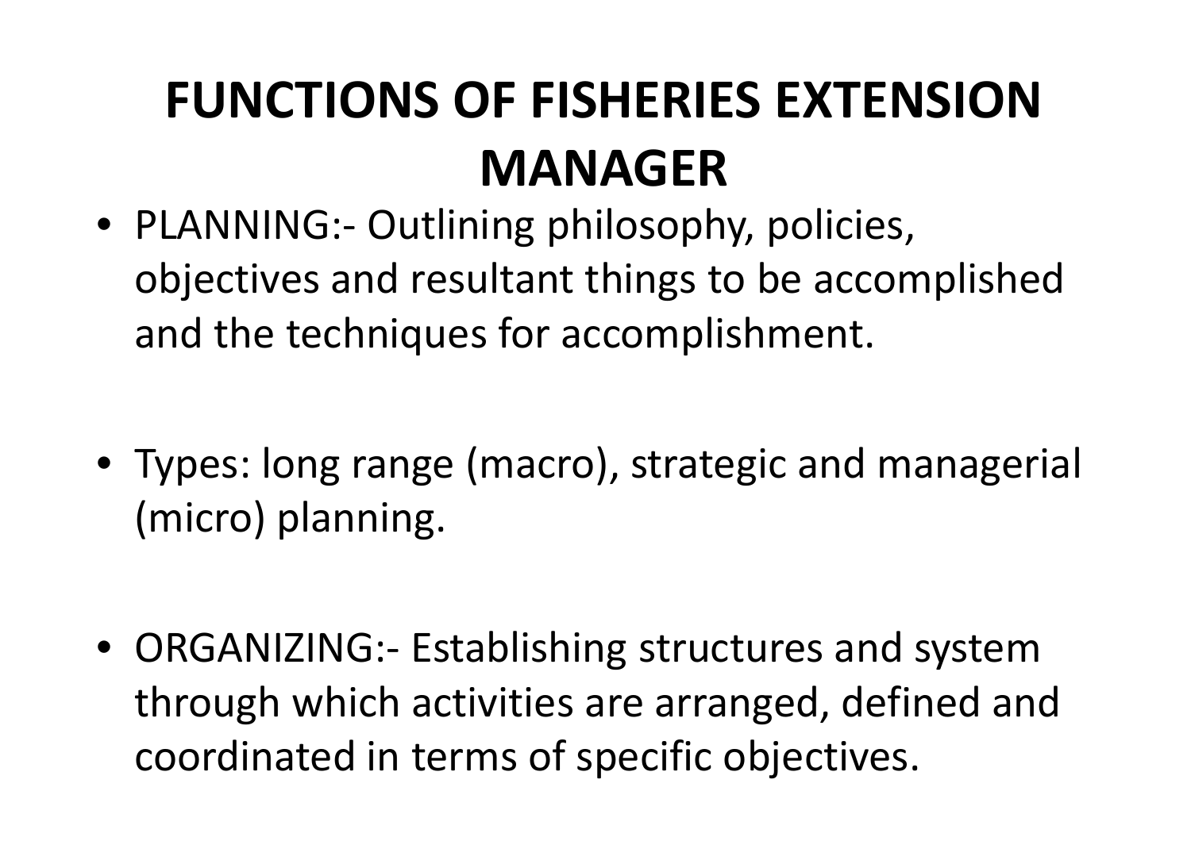# FUNCTIONS OF FISHERIES EXTENSION MANAGER

- PLANNING:- Outlining philosophy, policies, objectives and resultant things to be accomplished and the techniques for accomplishment.

- Types: long range (macro), strategic and managerial (micro) planning.

- ORGANIZING:- Establishing structures and system through which activities are arranged, defined and coordinated in terms of specific objectives.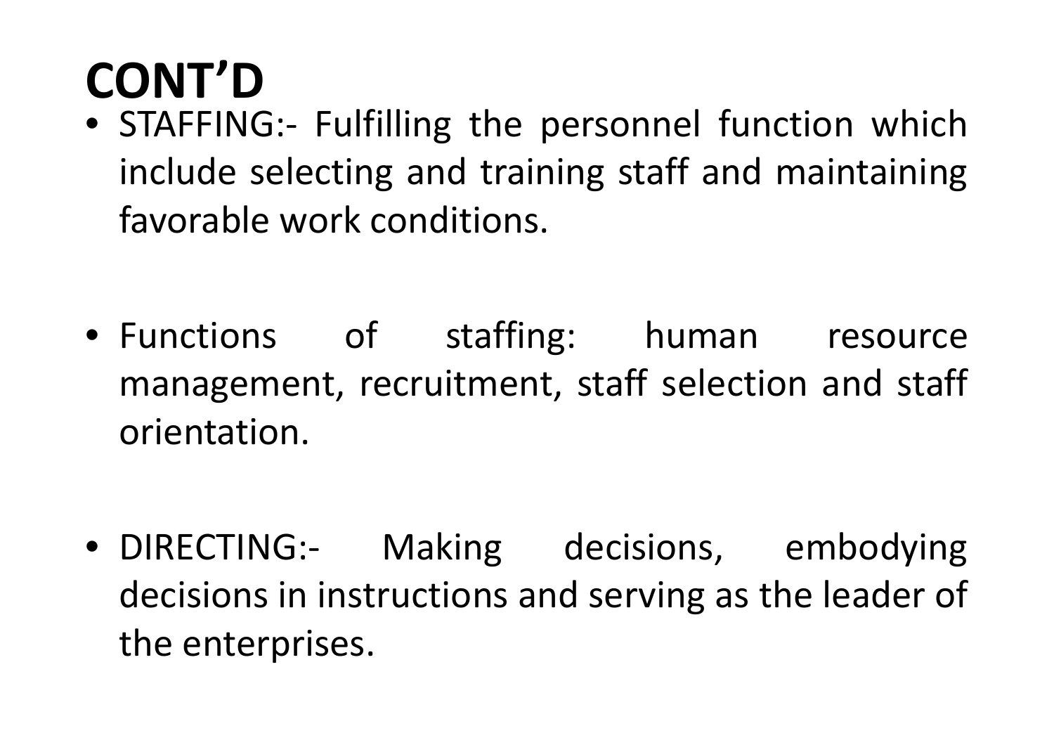# CONT'D

- STAFFING:- Fulfilling the personnel function which include selecting and training staff and maintaining favorable work conditions.

- Functions of staffing: human resource management, recruitment, staff selection and staff orientation.

- DIRECTING:- Making decisions, embodying decisions in instructions and serving as the leader of the enterprises.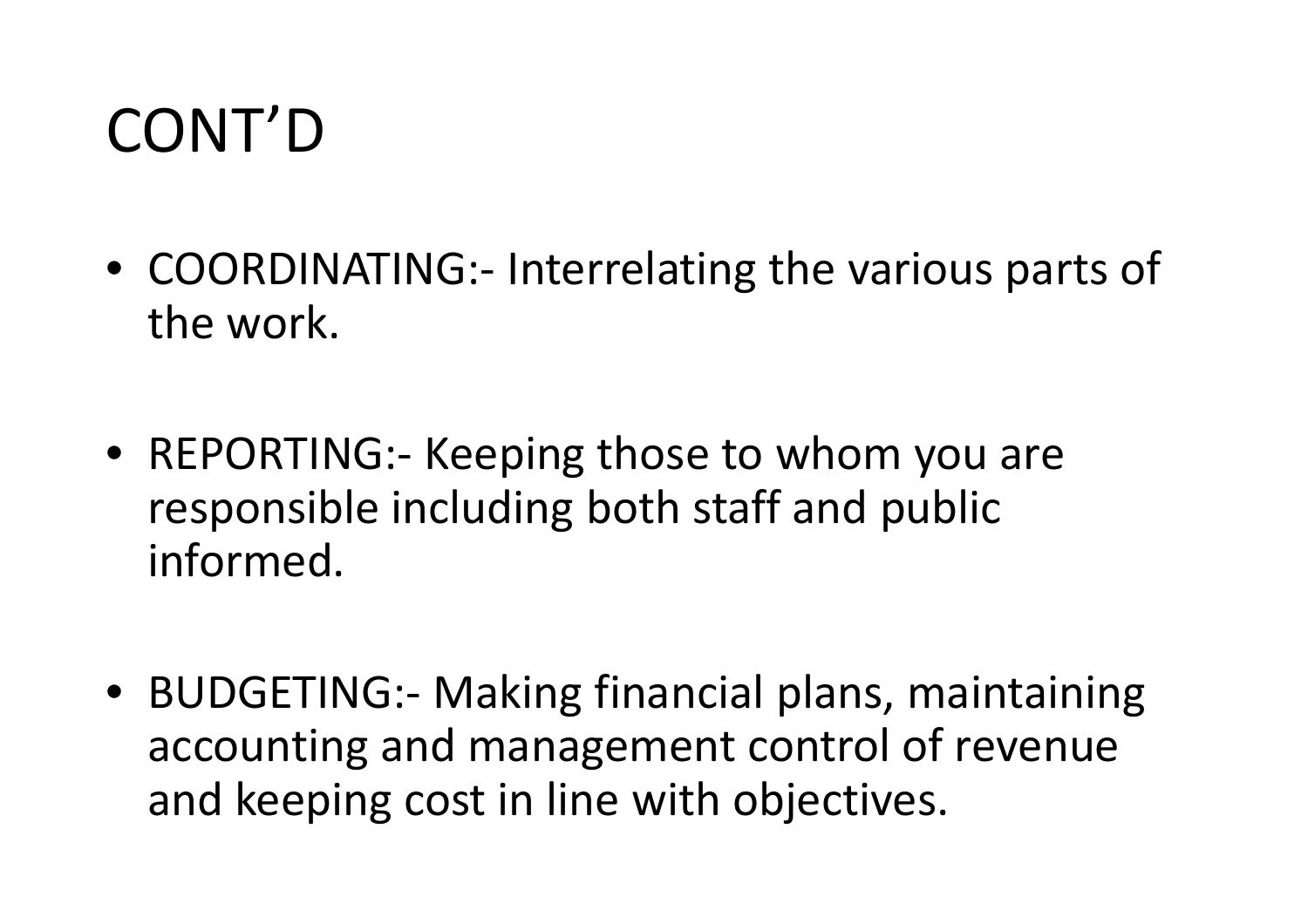# CONT'D

- COORDINATING:- Interrelating the various parts of the work.

- REPORTING:- Keeping those to whom you are responsible including both staff and public informed.

- BUDGETING:- Making financial plans, maintaining accounting and management control of revenue and keeping cost in line with objectives.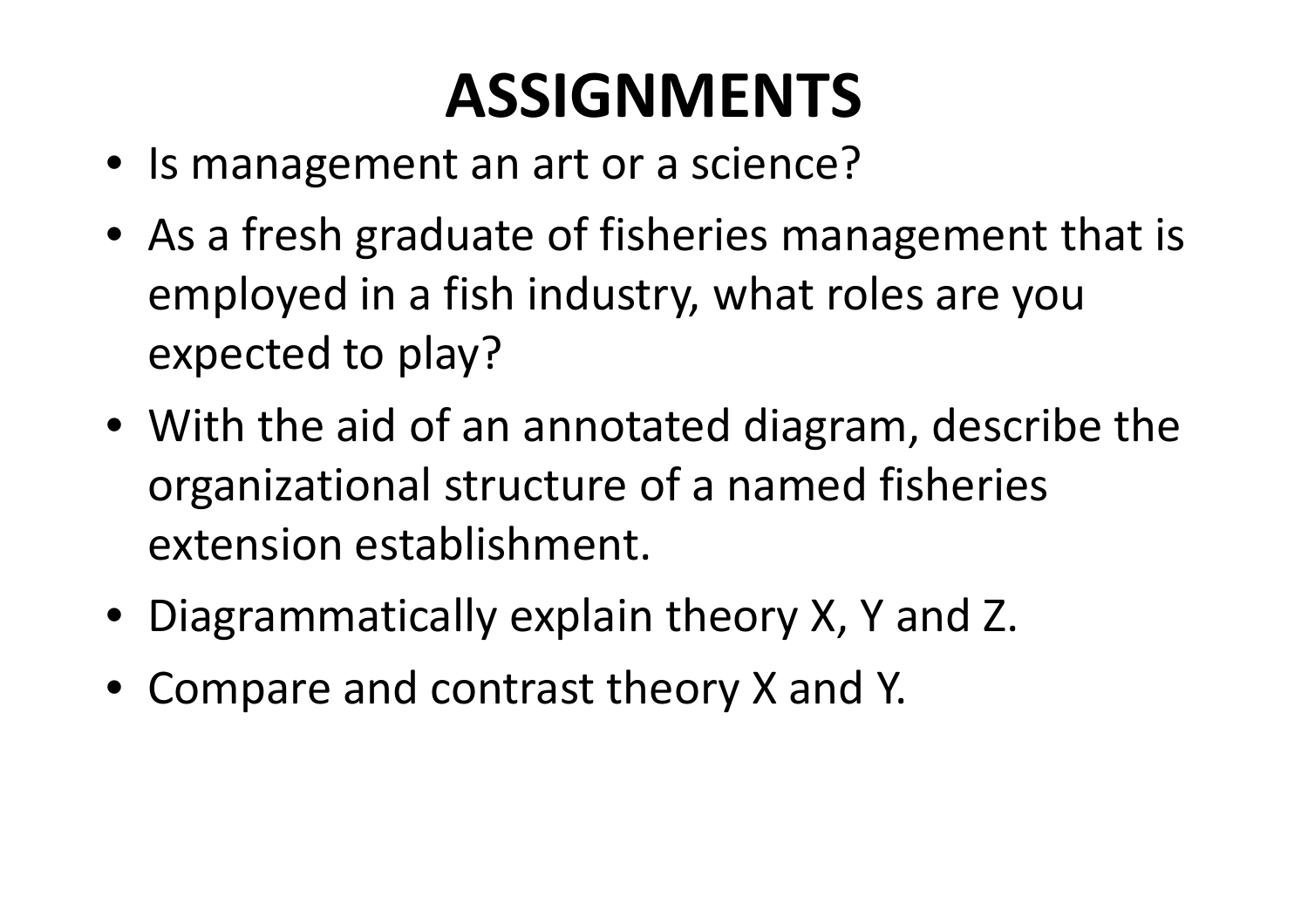# ASSIGNMENTS

- Is management an art or a science?
- As a fresh graduate of fisheries management that is employed in a fish industry, what roles are you expected to play?
- With the aid of an annotated diagram, describe the organizational structure of a named fisheries extension establishment.
- Diagrammatically explain theory X, Y and Z.
- Compare and contrast theory X and Y.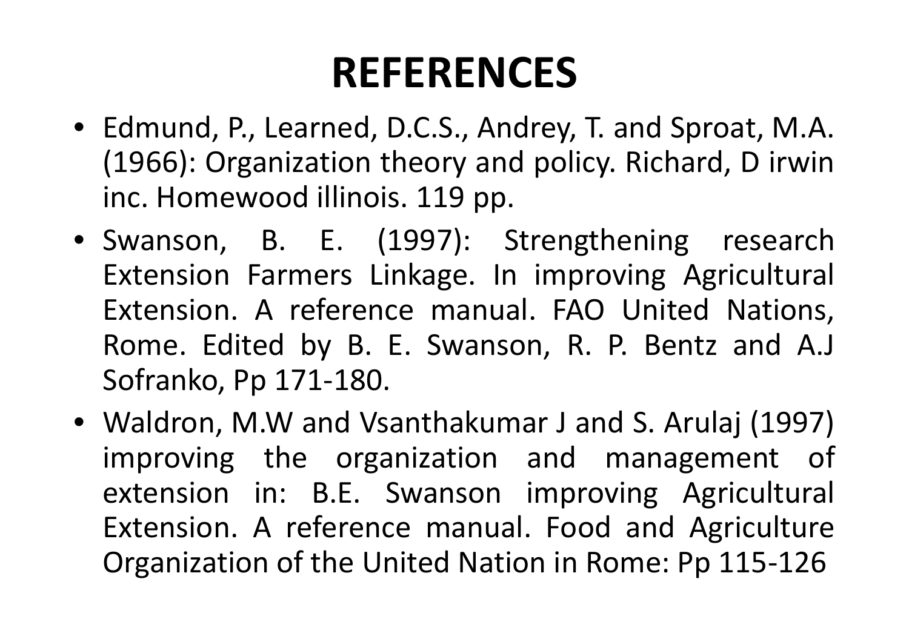# REFERENCES

- Edmund, P., Learned, D.C.S., Andrey, T. and Sproat, M.A. (1966): Organization theory and policy. Richard, D irwin inc. Homewood illinois. 119 pp.
- Swanson, B. E. (1997): Strengthening research Extension Farmers Linkage. In improving Agricultural Extension. A reference manual. FAO United Nations, Rome. Edited by B. E. Swanson, R. P. Bentz and A.J Sofranko, Pp 171-180.
- Waldron, M.W and Vsanthakumar J and S. Arulaj (1997) improving the organization and management of extension in: B.E. Swanson improving Agricultural Extension. A reference manual. Food and Agriculture Organization of the United Nation in Rome: Pp 115-126